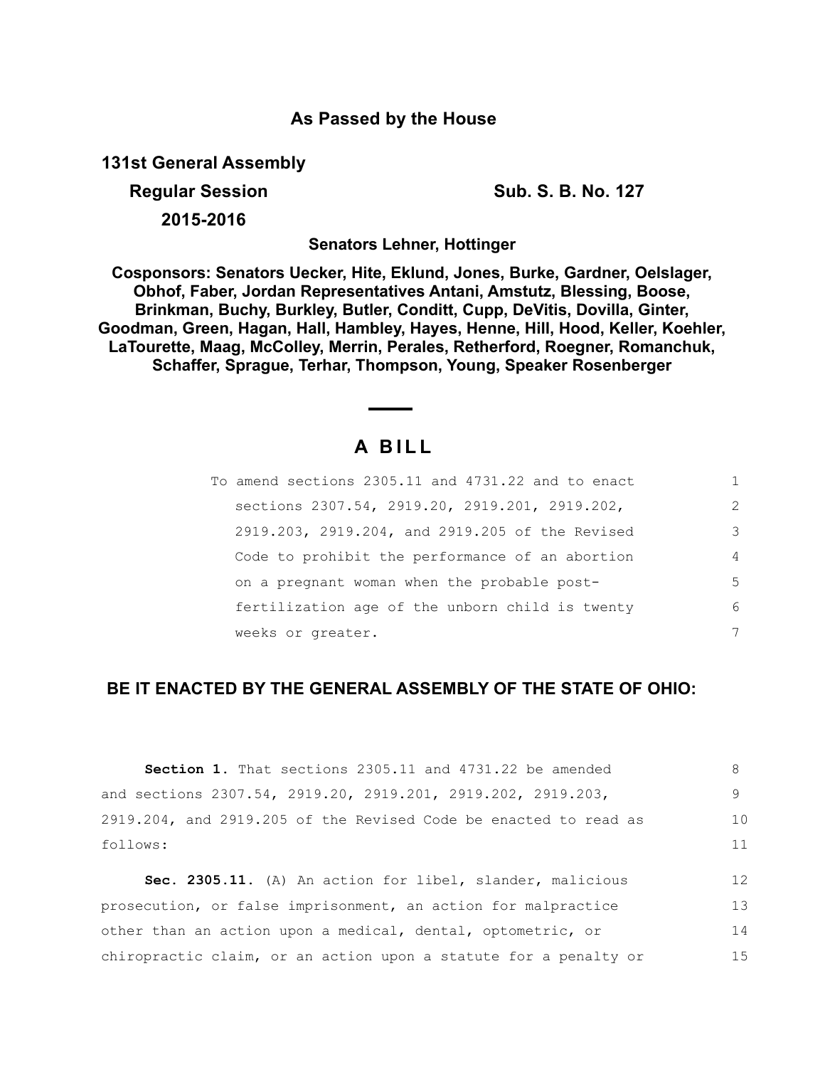**As Passed by the House**

**131st General Assembly**

**Regular Session** **Sub. S. B. No. 127**

**2015-2016**

**Senators Lehner, Hottinger**

**Cosponsors: Senators Uecker, Hite, Eklund, Jones, Burke, Gardner, Oelslager, Obhof, Faber, Jordan Representatives Antani, Amstutz, Blessing, Boose, Brinkman, Buchy, Burkley, Butler, Conditt, Cupp, DeVitis, Dovilla, Ginter, Goodman, Green, Hagan, Hall, Hambley, Hayes, Henne, Hill, Hood, Keller, Koehler, LaTourette, Maag, McColley, Merrin, Perales, Retherford, Roegner, Romanchuk, Schaffer, Sprague, Terhar, Thompson, Young, Speaker Rosenberger**

# A BILL

To amend sections 2305.11 and 4731.22 and to enact sections 2307.54, 2919.20, 2919.201, 2919.202, 2919.203, 2919.204, and 2919.205 of the Revised Code to prohibit the performance of an abortion on a pregnant woman when the probable post-fertilization age of the unborn child is twenty weeks or greater.

**BE IT ENACTED BY THE GENERAL ASSEMBLY OF THE STATE OF OHIO:**

**Section 1.** That sections 2305.11 and 4731.22 be amended and sections 2307.54, 2919.20, 2919.201, 2919.202, 2919.203, 2919.204, and 2919.205 of the Revised Code be enacted to read as follows:

**Sec. 2305.11.** (A) An action for libel, slander, malicious prosecution, or false imprisonment, an action for malpractice other than an action upon a medical, dental, optometric, or chiropractic claim, or an action upon a statute for a penalty or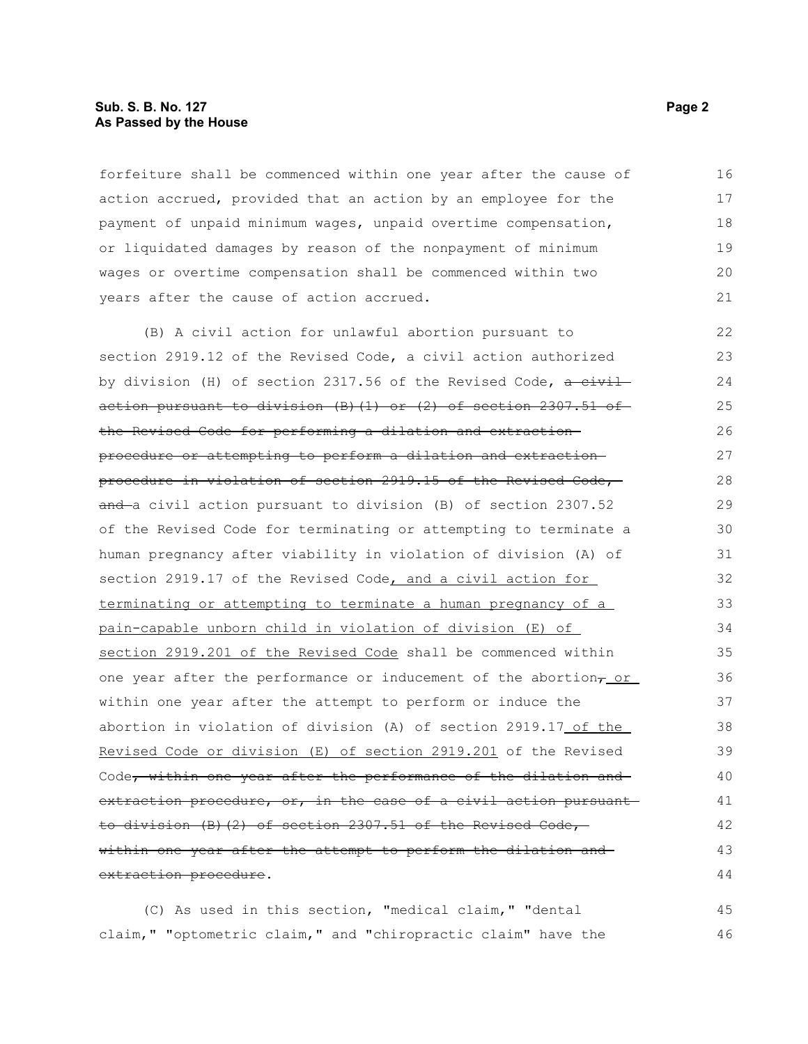forfeiture shall be commenced within one year after the cause of action accrued, provided that an action by an employee for the payment of unpaid minimum wages, unpaid overtime compensation, or liquidated damages by reason of the nonpayment of minimum wages or overtime compensation shall be commenced within two years after the cause of action accrued.

(B) A civil action for unlawful abortion pursuant to section 2919.12 of the Revised Code, a civil action authorized by division (H) of section 2317.56 of the Revised Code, ~~a civil action pursuant to division (B)(1) or (2) of section 2307.51 of the Revised Code for performing a dilation and extraction procedure or attempting to perform a dilation and extraction procedure in violation of section 2919.15 of the Revised Code, and~~ a civil action pursuant to division (B) of section 2307.52 of the Revised Code for terminating or attempting to terminate a human pregnancy after viability in violation of division (A) of section 2919.17 of the Revised Code<u>, and a civil action for terminating or attempting to terminate a human pregnancy of a pain-capable unborn child in violation of division (E) of section 2919.201 of the Revised Code</u> shall be commenced within one year after the performance or inducement of the abortion~~,~~<u> or</u> within one year after the attempt to perform or induce the abortion in violation of division (A) of section 2919.17<u> of the Revised Code or division (E) of section 2919.201</u> of the Revised Code~~, within one year after the performance of the dilation and extraction procedure, or, in the case of a civil action pursuant to division (B)(2) of section 2307.51 of the Revised Code, within one year after the attempt to perform the dilation and extraction procedure~~.

(C) As used in this section, "medical claim," "dental claim," "optometric claim," and "chiropractic claim" have the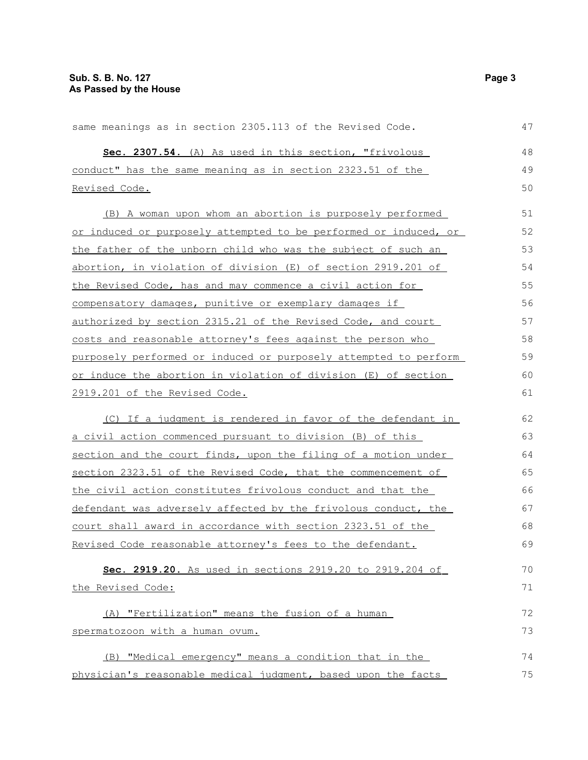same meanings as in section 2305.113 of the Revised Code.

**Sec. 2307.54.** (A) As used in this section, "frivolous conduct" has the same meaning as in section 2323.51 of the Revised Code.

(B) A woman upon whom an abortion is purposely performed or induced or purposely attempted to be performed or induced, or the father of the unborn child who was the subject of such an abortion, in violation of division (E) of section 2919.201 of the Revised Code, has and may commence a civil action for compensatory damages, punitive or exemplary damages if authorized by section 2315.21 of the Revised Code, and court costs and reasonable attorney's fees against the person who purposely performed or induced or purposely attempted to perform or induce the abortion in violation of division (E) of section 2919.201 of the Revised Code.

(C) If a judgment is rendered in favor of the defendant in a civil action commenced pursuant to division (B) of this section and the court finds, upon the filing of a motion under section 2323.51 of the Revised Code, that the commencement of the civil action constitutes frivolous conduct and that the defendant was adversely affected by the frivolous conduct, the court shall award in accordance with section 2323.51 of the Revised Code reasonable attorney's fees to the defendant.

**Sec. 2919.20.** As used in sections 2919.20 to 2919.204 of the Revised Code:

(A) "Fertilization" means the fusion of a human spermatozoon with a human ovum.

(B) "Medical emergency" means a condition that in the physician's reasonable medical judgment, based upon the facts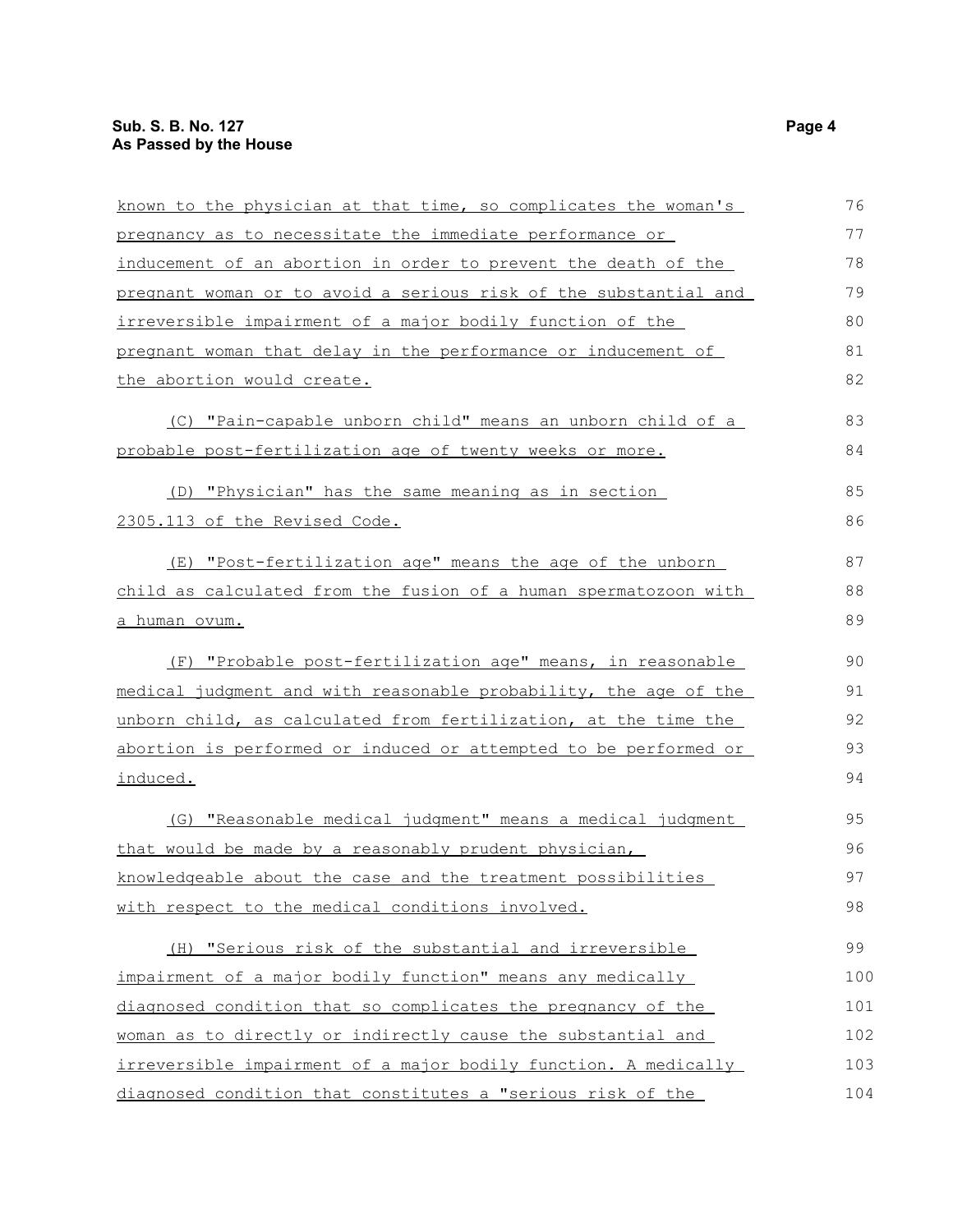known to the physician at that time, so complicates the woman's pregnancy as to necessitate the immediate performance or inducement of an abortion in order to prevent the death of the pregnant woman or to avoid a serious risk of the substantial and irreversible impairment of a major bodily function of the pregnant woman that delay in the performance or inducement of the abortion would create.

(C) "Pain-capable unborn child" means an unborn child of a probable post-fertilization age of twenty weeks or more.

(D) "Physician" has the same meaning as in section 2305.113 of the Revised Code.

(E) "Post-fertilization age" means the age of the unborn child as calculated from the fusion of a human spermatozoon with a human ovum.

(F) "Probable post-fertilization age" means, in reasonable medical judgment and with reasonable probability, the age of the unborn child, as calculated from fertilization, at the time the abortion is performed or induced or attempted to be performed or induced.

(G) "Reasonable medical judgment" means a medical judgment that would be made by a reasonably prudent physician, knowledgeable about the case and the treatment possibilities with respect to the medical conditions involved.

(H) "Serious risk of the substantial and irreversible impairment of a major bodily function" means any medically diagnosed condition that so complicates the pregnancy of the woman as to directly or indirectly cause the substantial and irreversible impairment of a major bodily function. A medically diagnosed condition that constitutes a "serious risk of the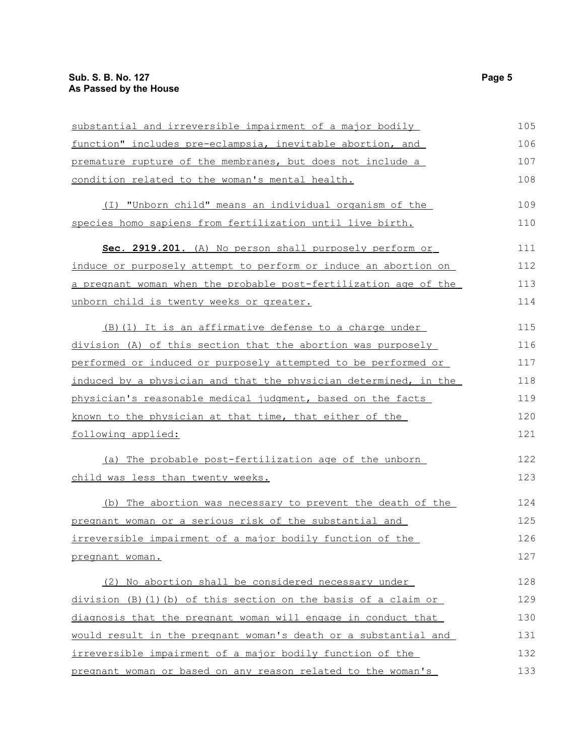substantial and irreversible impairment of a major bodily function" includes pre-eclampsia, inevitable abortion, and premature rupture of the membranes, but does not include a condition related to the woman's mental health.

(I) "Unborn child" means an individual organism of the species homo sapiens from fertilization until live birth.

**Sec. 2919.201.** (A) No person shall purposely perform or induce or purposely attempt to perform or induce an abortion on a pregnant woman when the probable post-fertilization age of the unborn child is twenty weeks or greater.

(B)(1) It is an affirmative defense to a charge under division (A) of this section that the abortion was purposely performed or induced or purposely attempted to be performed or induced by a physician and that the physician determined, in the physician's reasonable medical judgment, based on the facts known to the physician at that time, that either of the following applied:

(a) The probable post-fertilization age of the unborn child was less than twenty weeks.

(b) The abortion was necessary to prevent the death of the pregnant woman or a serious risk of the substantial and irreversible impairment of a major bodily function of the pregnant woman.

(2) No abortion shall be considered necessary under division (B)(1)(b) of this section on the basis of a claim or diagnosis that the pregnant woman will engage in conduct that would result in the pregnant woman's death or a substantial and irreversible impairment of a major bodily function of the pregnant woman or based on any reason related to the woman's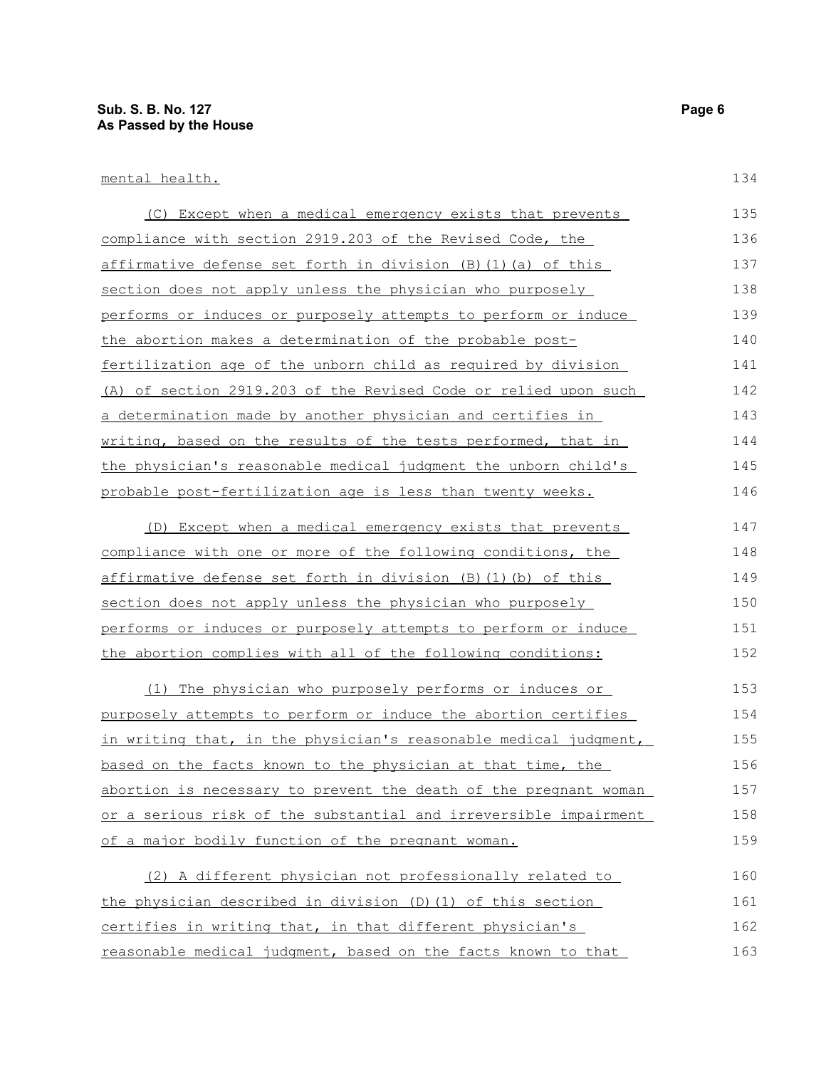mental health.

(C) Except when a medical emergency exists that prevents compliance with section 2919.203 of the Revised Code, the affirmative defense set forth in division (B)(1)(a) of this section does not apply unless the physician who purposely performs or induces or purposely attempts to perform or induce the abortion makes a determination of the probable post-fertilization age of the unborn child as required by division (A) of section 2919.203 of the Revised Code or relied upon such a determination made by another physician and certifies in writing, based on the results of the tests performed, that in the physician's reasonable medical judgment the unborn child's probable post-fertilization age is less than twenty weeks.

(D) Except when a medical emergency exists that prevents compliance with one or more of the following conditions, the affirmative defense set forth in division (B)(1)(b) of this section does not apply unless the physician who purposely performs or induces or purposely attempts to perform or induce the abortion complies with all of the following conditions:

(1) The physician who purposely performs or induces or purposely attempts to perform or induce the abortion certifies in writing that, in the physician's reasonable medical judgment, based on the facts known to the physician at that time, the abortion is necessary to prevent the death of the pregnant woman or a serious risk of the substantial and irreversible impairment of a major bodily function of the pregnant woman.

(2) A different physician not professionally related to the physician described in division (D)(1) of this section certifies in writing that, in that different physician's reasonable medical judgment, based on the facts known to that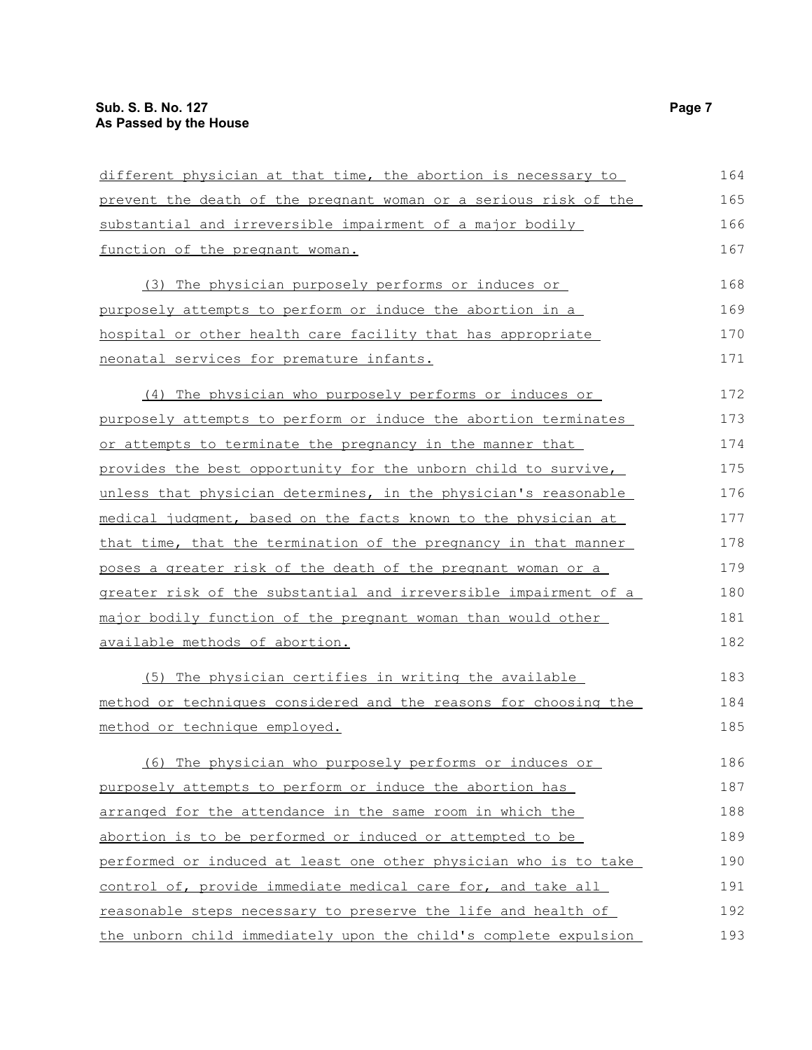different physician at that time, the abortion is necessary to prevent the death of the pregnant woman or a serious risk of the substantial and irreversible impairment of a major bodily function of the pregnant woman.

(3) The physician purposely performs or induces or purposely attempts to perform or induce the abortion in a hospital or other health care facility that has appropriate neonatal services for premature infants.

(4) The physician who purposely performs or induces or purposely attempts to perform or induce the abortion terminates or attempts to terminate the pregnancy in the manner that provides the best opportunity for the unborn child to survive, unless that physician determines, in the physician's reasonable medical judgment, based on the facts known to the physician at that time, that the termination of the pregnancy in that manner poses a greater risk of the death of the pregnant woman or a greater risk of the substantial and irreversible impairment of a major bodily function of the pregnant woman than would other available methods of abortion.

(5) The physician certifies in writing the available method or techniques considered and the reasons for choosing the method or technique employed.

(6) The physician who purposely performs or induces or purposely attempts to perform or induce the abortion has arranged for the attendance in the same room in which the abortion is to be performed or induced or attempted to be performed or induced at least one other physician who is to take control of, provide immediate medical care for, and take all reasonable steps necessary to preserve the life and health of the unborn child immediately upon the child's complete expulsion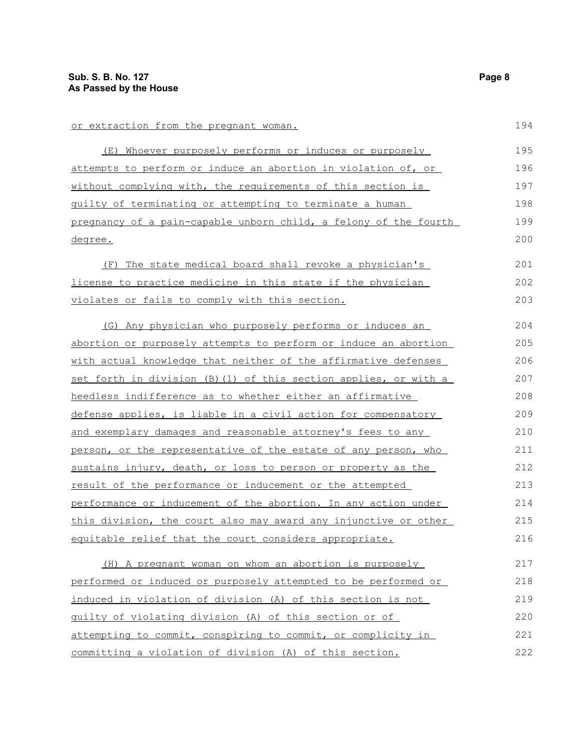or extraction from the pregnant woman.

(E) Whoever purposely performs or induces or purposely attempts to perform or induce an abortion in violation of, or without complying with, the requirements of this section is guilty of terminating or attempting to terminate a human pregnancy of a pain-capable unborn child, a felony of the fourth degree.

(F) The state medical board shall revoke a physician's license to practice medicine in this state if the physician violates or fails to comply with this section.

(G) Any physician who purposely performs or induces an abortion or purposely attempts to perform or induce an abortion with actual knowledge that neither of the affirmative defenses set forth in division (B)(1) of this section applies, or with a heedless indifference as to whether either an affirmative defense applies, is liable in a civil action for compensatory and exemplary damages and reasonable attorney's fees to any person, or the representative of the estate of any person, who sustains injury, death, or loss to person or property as the result of the performance or inducement or the attempted performance or inducement of the abortion. In any action under this division, the court also may award any injunctive or other equitable relief that the court considers appropriate.

(H) A pregnant woman on whom an abortion is purposely performed or induced or purposely attempted to be performed or induced in violation of division (A) of this section is not guilty of violating division (A) of this section or of attempting to commit, conspiring to commit, or complicity in committing a violation of division (A) of this section.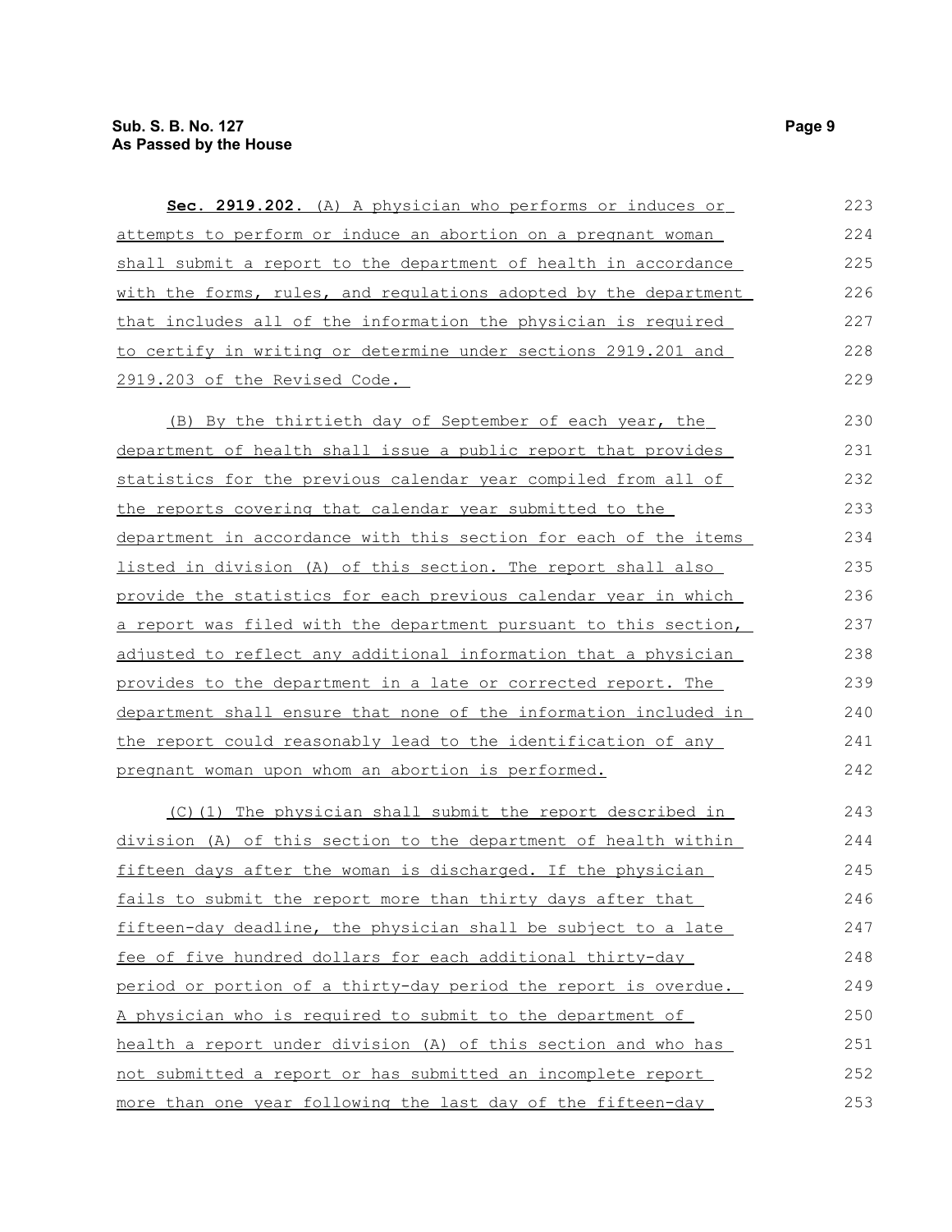**Sec. 2919.202.** (A) A physician who performs or induces or attempts to perform or induce an abortion on a pregnant woman shall submit a report to the department of health in accordance with the forms, rules, and regulations adopted by the department that includes all of the information the physician is required to certify in writing or determine under sections 2919.201 and 2919.203 of the Revised Code.

(B) By the thirtieth day of September of each year, the department of health shall issue a public report that provides statistics for the previous calendar year compiled from all of the reports covering that calendar year submitted to the department in accordance with this section for each of the items listed in division (A) of this section. The report shall also provide the statistics for each previous calendar year in which a report was filed with the department pursuant to this section, adjusted to reflect any additional information that a physician provides to the department in a late or corrected report. The department shall ensure that none of the information included in the report could reasonably lead to the identification of any pregnant woman upon whom an abortion is performed.

(C)(1) The physician shall submit the report described in division (A) of this section to the department of health within fifteen days after the woman is discharged. If the physician fails to submit the report more than thirty days after that fifteen-day deadline, the physician shall be subject to a late fee of five hundred dollars for each additional thirty-day period or portion of a thirty-day period the report is overdue. A physician who is required to submit to the department of health a report under division (A) of this section and who has not submitted a report or has submitted an incomplete report more than one year following the last day of the fifteen-day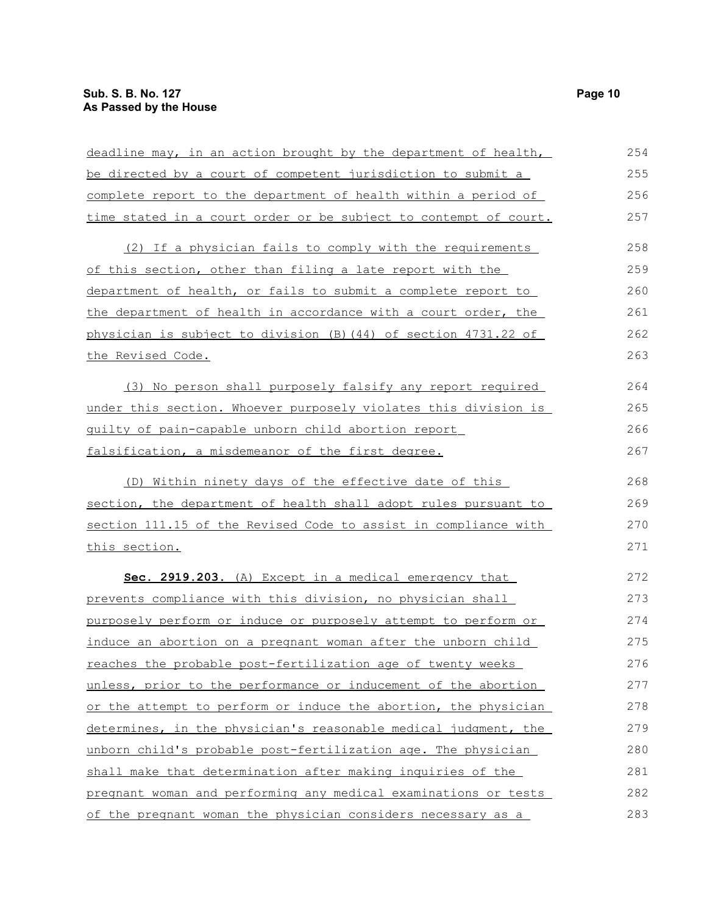deadline may, in an action brought by the department of health, be directed by a court of competent jurisdiction to submit a complete report to the department of health within a period of time stated in a court order or be subject to contempt of court.

(2) If a physician fails to comply with the requirements of this section, other than filing a late report with the department of health, or fails to submit a complete report to the department of health in accordance with a court order, the physician is subject to division (B)(44) of section 4731.22 of the Revised Code.

(3) No person shall purposely falsify any report required under this section. Whoever purposely violates this division is guilty of pain-capable unborn child abortion report falsification, a misdemeanor of the first degree.

(D) Within ninety days of the effective date of this section, the department of health shall adopt rules pursuant to section 111.15 of the Revised Code to assist in compliance with this section.

**Sec. 2919.203.** (A) Except in a medical emergency that prevents compliance with this division, no physician shall purposely perform or induce or purposely attempt to perform or induce an abortion on a pregnant woman after the unborn child reaches the probable post-fertilization age of twenty weeks unless, prior to the performance or inducement of the abortion or the attempt to perform or induce the abortion, the physician determines, in the physician's reasonable medical judgment, the unborn child's probable post-fertilization age. The physician shall make that determination after making inquiries of the pregnant woman and performing any medical examinations or tests of the pregnant woman the physician considers necessary as a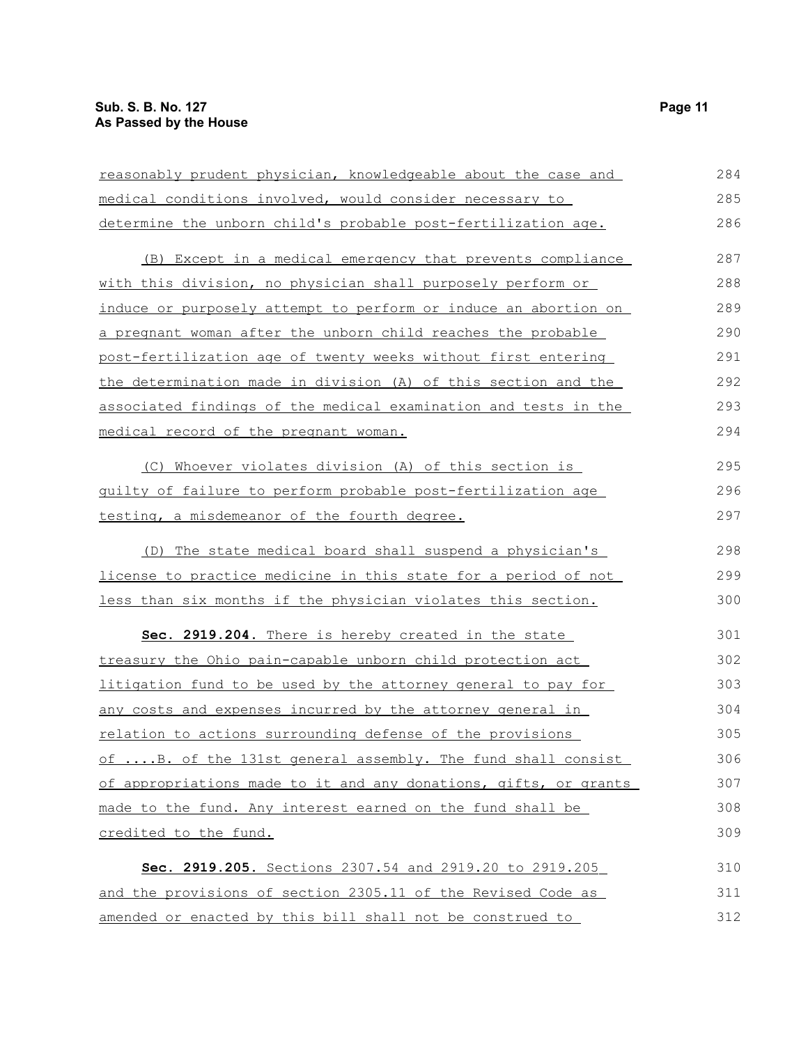reasonably prudent physician, knowledgeable about the case and medical conditions involved, would consider necessary to determine the unborn child's probable post-fertilization age.

(B) Except in a medical emergency that prevents compliance with this division, no physician shall purposely perform or induce or purposely attempt to perform or induce an abortion on a pregnant woman after the unborn child reaches the probable post-fertilization age of twenty weeks without first entering the determination made in division (A) of this section and the associated findings of the medical examination and tests in the medical record of the pregnant woman.

(C) Whoever violates division (A) of this section is guilty of failure to perform probable post-fertilization age testing, a misdemeanor of the fourth degree.

(D) The state medical board shall suspend a physician's license to practice medicine in this state for a period of not less than six months if the physician violates this section.

**Sec. 2919.204.** There is hereby created in the state treasury the Ohio pain-capable unborn child protection act litigation fund to be used by the attorney general to pay for any costs and expenses incurred by the attorney general in relation to actions surrounding defense of the provisions of ....B. of the 131st general assembly. The fund shall consist of appropriations made to it and any donations, gifts, or grants made to the fund. Any interest earned on the fund shall be credited to the fund.

**Sec. 2919.205.** Sections 2307.54 and 2919.20 to 2919.205 and the provisions of section 2305.11 of the Revised Code as amended or enacted by this bill shall not be construed to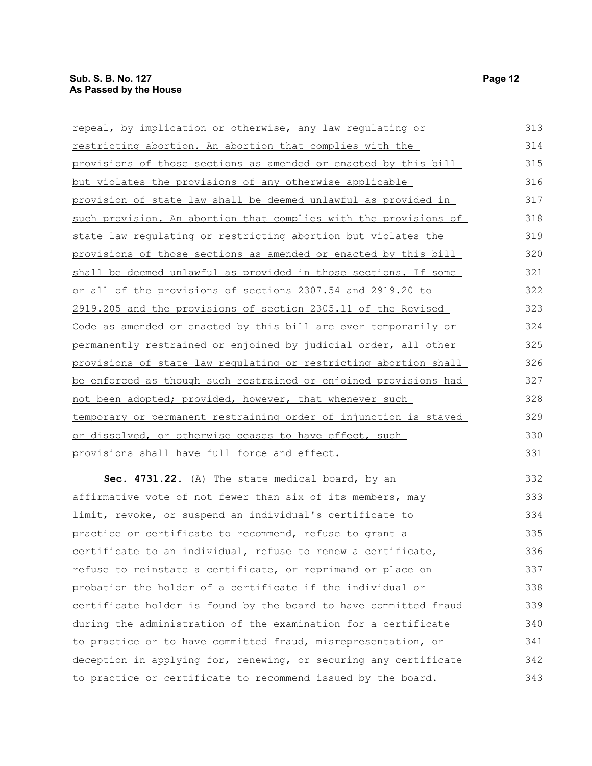repeal, by implication or otherwise, any law regulating or restricting abortion. An abortion that complies with the provisions of those sections as amended or enacted by this bill but violates the provisions of any otherwise applicable provision of state law shall be deemed unlawful as provided in such provision. An abortion that complies with the provisions of state law regulating or restricting abortion but violates the provisions of those sections as amended or enacted by this bill shall be deemed unlawful as provided in those sections. If some or all of the provisions of sections 2307.54 and 2919.20 to 2919.205 and the provisions of section 2305.11 of the Revised Code as amended or enacted by this bill are ever temporarily or permanently restrained or enjoined by judicial order, all other provisions of state law regulating or restricting abortion shall be enforced as though such restrained or enjoined provisions had not been adopted; provided, however, that whenever such temporary or permanent restraining order of injunction is stayed or dissolved, or otherwise ceases to have effect, such provisions shall have full force and effect.

**Sec. 4731.22.** (A) The state medical board, by an affirmative vote of not fewer than six of its members, may limit, revoke, or suspend an individual's certificate to practice or certificate to recommend, refuse to grant a certificate to an individual, refuse to renew a certificate, refuse to reinstate a certificate, or reprimand or place on probation the holder of a certificate if the individual or certificate holder is found by the board to have committed fraud during the administration of the examination for a certificate to practice or to have committed fraud, misrepresentation, or deception in applying for, renewing, or securing any certificate to practice or certificate to recommend issued by the board.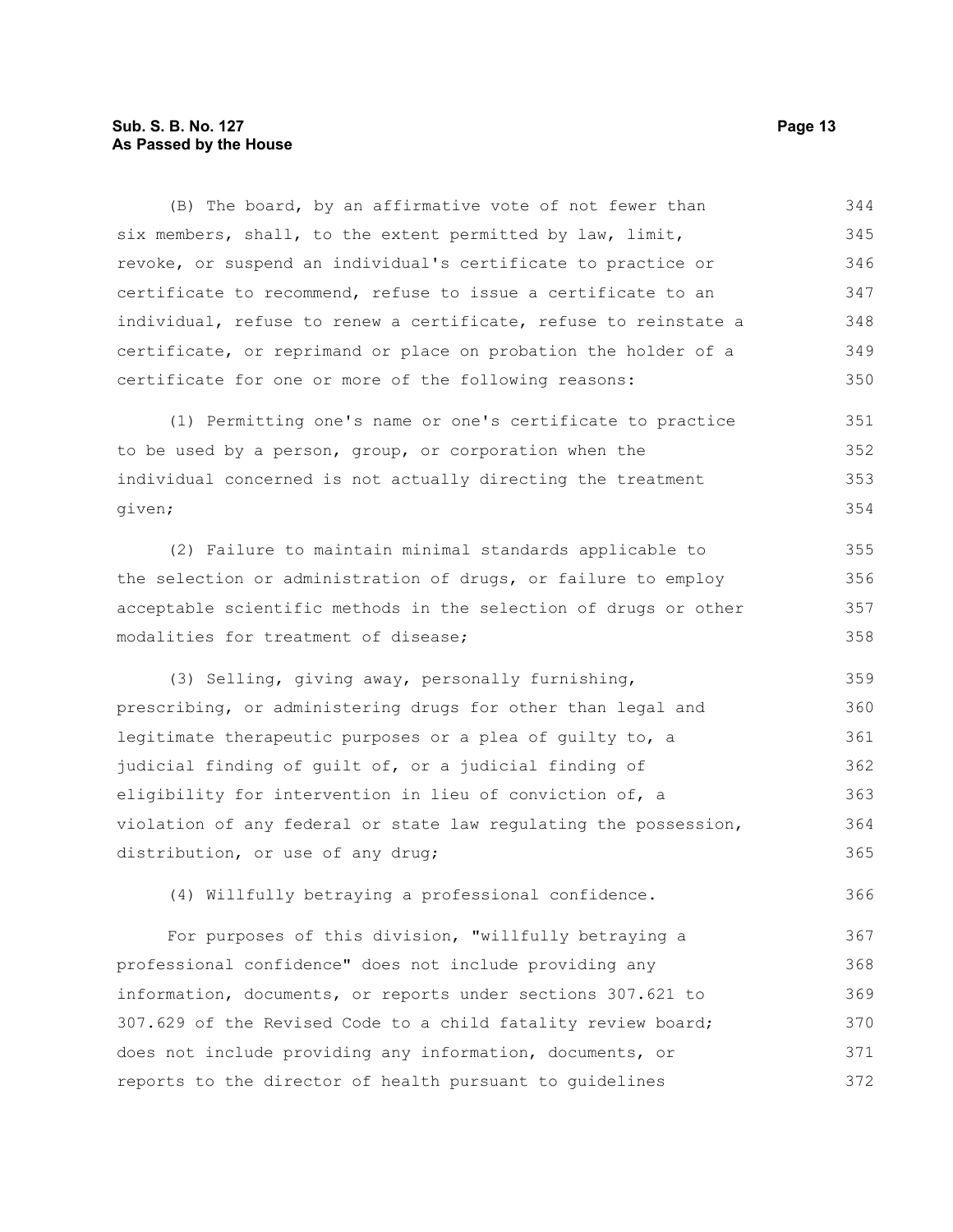(B) The board, by an affirmative vote of not fewer than six members, shall, to the extent permitted by law, limit, revoke, or suspend an individual's certificate to practice or certificate to recommend, refuse to issue a certificate to an individual, refuse to renew a certificate, refuse to reinstate a certificate, or reprimand or place on probation the holder of a certificate for one or more of the following reasons:

(1) Permitting one's name or one's certificate to practice to be used by a person, group, or corporation when the individual concerned is not actually directing the treatment given;

(2) Failure to maintain minimal standards applicable to the selection or administration of drugs, or failure to employ acceptable scientific methods in the selection of drugs or other modalities for treatment of disease;

(3) Selling, giving away, personally furnishing, prescribing, or administering drugs for other than legal and legitimate therapeutic purposes or a plea of guilty to, a judicial finding of guilt of, or a judicial finding of eligibility for intervention in lieu of conviction of, a violation of any federal or state law regulating the possession, distribution, or use of any drug;

(4) Willfully betraying a professional confidence.

For purposes of this division, "willfully betraying a professional confidence" does not include providing any information, documents, or reports under sections 307.621 to 307.629 of the Revised Code to a child fatality review board; does not include providing any information, documents, or reports to the director of health pursuant to guidelines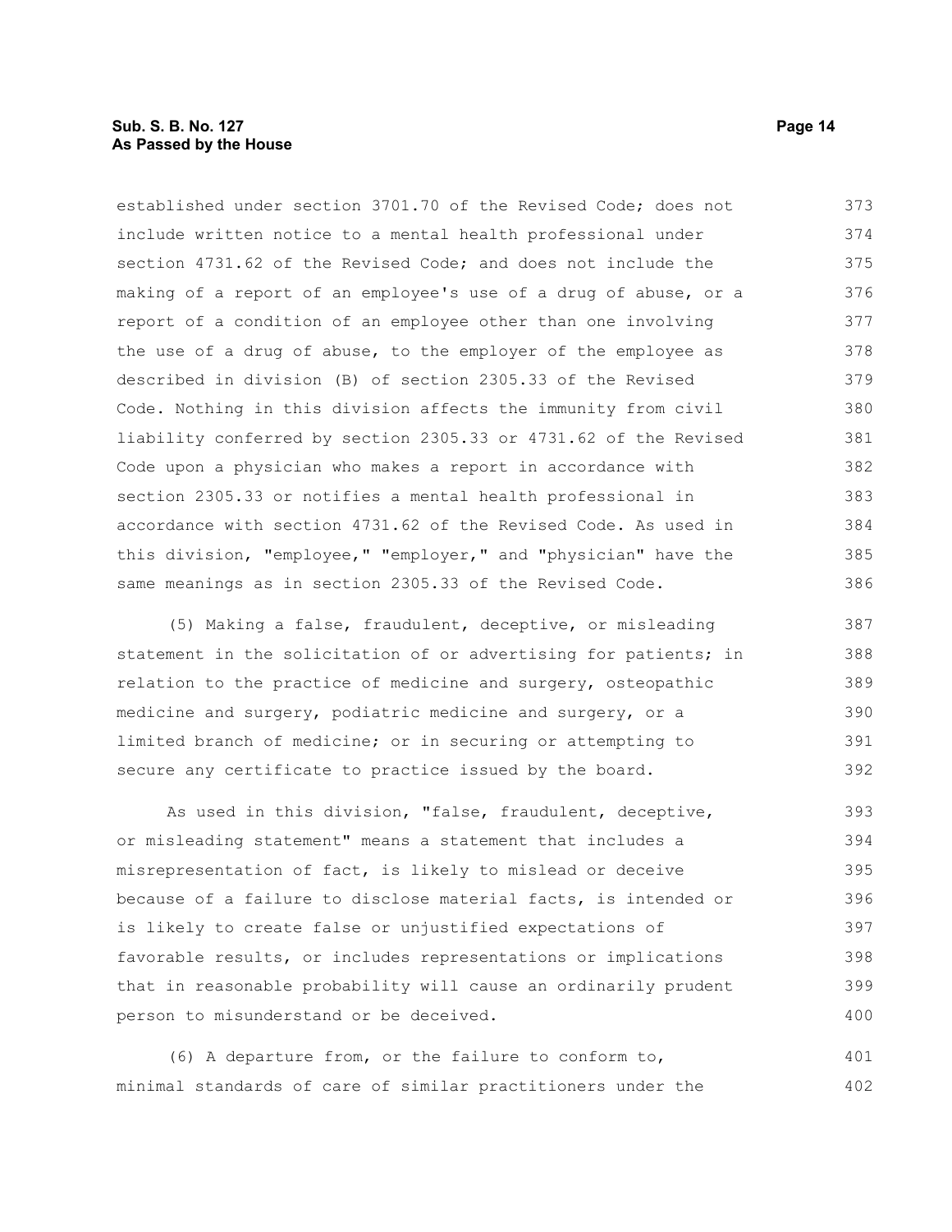established under section 3701.70 of the Revised Code; does not include written notice to a mental health professional under section 4731.62 of the Revised Code; and does not include the making of a report of an employee's use of a drug of abuse, or a report of a condition of an employee other than one involving the use of a drug of abuse, to the employer of the employee as described in division (B) of section 2305.33 of the Revised Code. Nothing in this division affects the immunity from civil liability conferred by section 2305.33 or 4731.62 of the Revised Code upon a physician who makes a report in accordance with section 2305.33 or notifies a mental health professional in accordance with section 4731.62 of the Revised Code. As used in this division, "employee," "employer," and "physician" have the same meanings as in section 2305.33 of the Revised Code.

(5) Making a false, fraudulent, deceptive, or misleading statement in the solicitation of or advertising for patients; in relation to the practice of medicine and surgery, osteopathic medicine and surgery, podiatric medicine and surgery, or a limited branch of medicine; or in securing or attempting to secure any certificate to practice issued by the board.

As used in this division, "false, fraudulent, deceptive, or misleading statement" means a statement that includes a misrepresentation of fact, is likely to mislead or deceive because of a failure to disclose material facts, is intended or is likely to create false or unjustified expectations of favorable results, or includes representations or implications that in reasonable probability will cause an ordinarily prudent person to misunderstand or be deceived.

(6) A departure from, or the failure to conform to, minimal standards of care of similar practitioners under the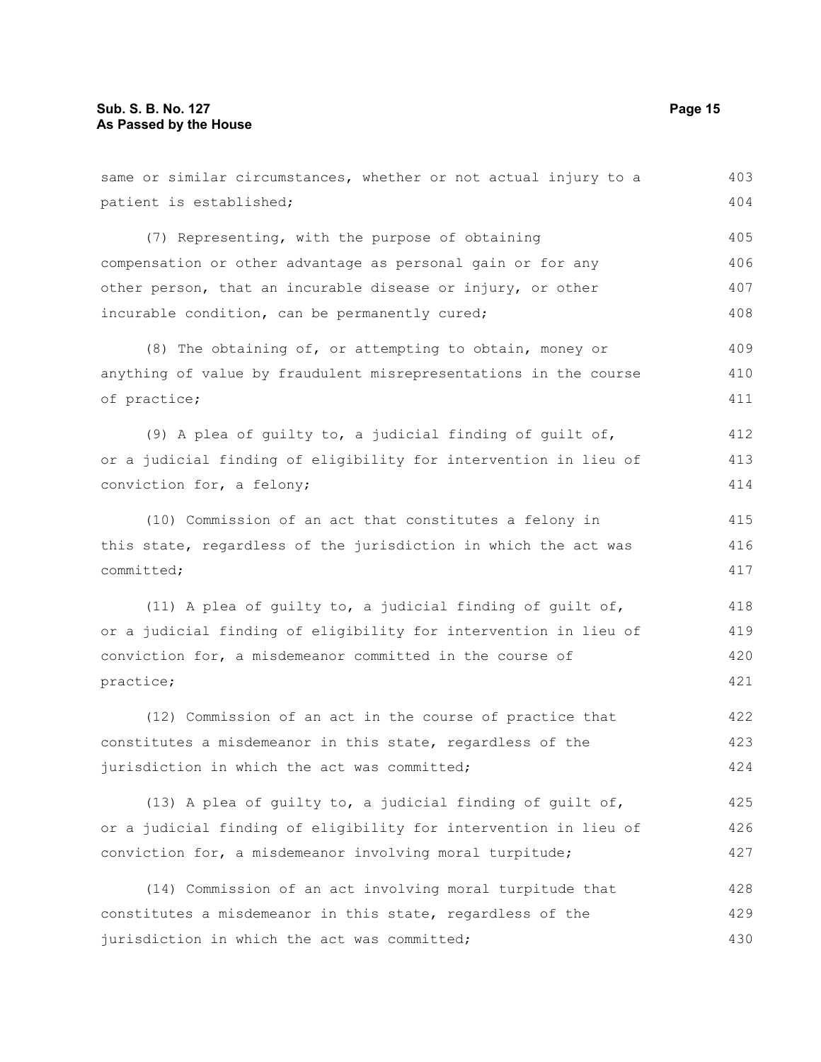same or similar circumstances, whether or not actual injury to a patient is established;

(7) Representing, with the purpose of obtaining compensation or other advantage as personal gain or for any other person, that an incurable disease or injury, or other incurable condition, can be permanently cured;

(8) The obtaining of, or attempting to obtain, money or anything of value by fraudulent misrepresentations in the course of practice;

(9) A plea of guilty to, a judicial finding of guilt of, or a judicial finding of eligibility for intervention in lieu of conviction for, a felony;

(10) Commission of an act that constitutes a felony in this state, regardless of the jurisdiction in which the act was committed;

(11) A plea of guilty to, a judicial finding of guilt of, or a judicial finding of eligibility for intervention in lieu of conviction for, a misdemeanor committed in the course of practice;

(12) Commission of an act in the course of practice that constitutes a misdemeanor in this state, regardless of the jurisdiction in which the act was committed;

(13) A plea of guilty to, a judicial finding of guilt of, or a judicial finding of eligibility for intervention in lieu of conviction for, a misdemeanor involving moral turpitude;

(14) Commission of an act involving moral turpitude that constitutes a misdemeanor in this state, regardless of the jurisdiction in which the act was committed;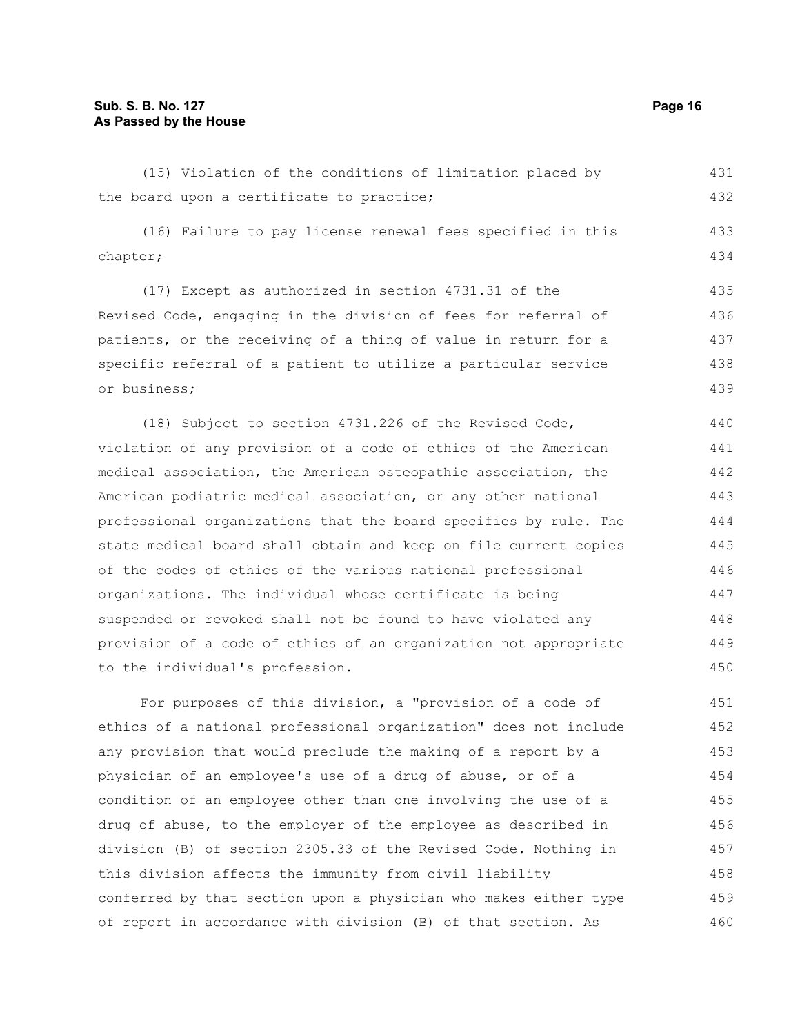(15) Violation of the conditions of limitation placed by the board upon a certificate to practice;

(16) Failure to pay license renewal fees specified in this chapter;

(17) Except as authorized in section 4731.31 of the Revised Code, engaging in the division of fees for referral of patients, or the receiving of a thing of value in return for a specific referral of a patient to utilize a particular service or business;

(18) Subject to section 4731.226 of the Revised Code, violation of any provision of a code of ethics of the American medical association, the American osteopathic association, the American podiatric medical association, or any other national professional organizations that the board specifies by rule. The state medical board shall obtain and keep on file current copies of the codes of ethics of the various national professional organizations. The individual whose certificate is being suspended or revoked shall not be found to have violated any provision of a code of ethics of an organization not appropriate to the individual's profession.

For purposes of this division, a "provision of a code of ethics of a national professional organization" does not include any provision that would preclude the making of a report by a physician of an employee's use of a drug of abuse, or of a condition of an employee other than one involving the use of a drug of abuse, to the employer of the employee as described in division (B) of section 2305.33 of the Revised Code. Nothing in this division affects the immunity from civil liability conferred by that section upon a physician who makes either type of report in accordance with division (B) of that section. As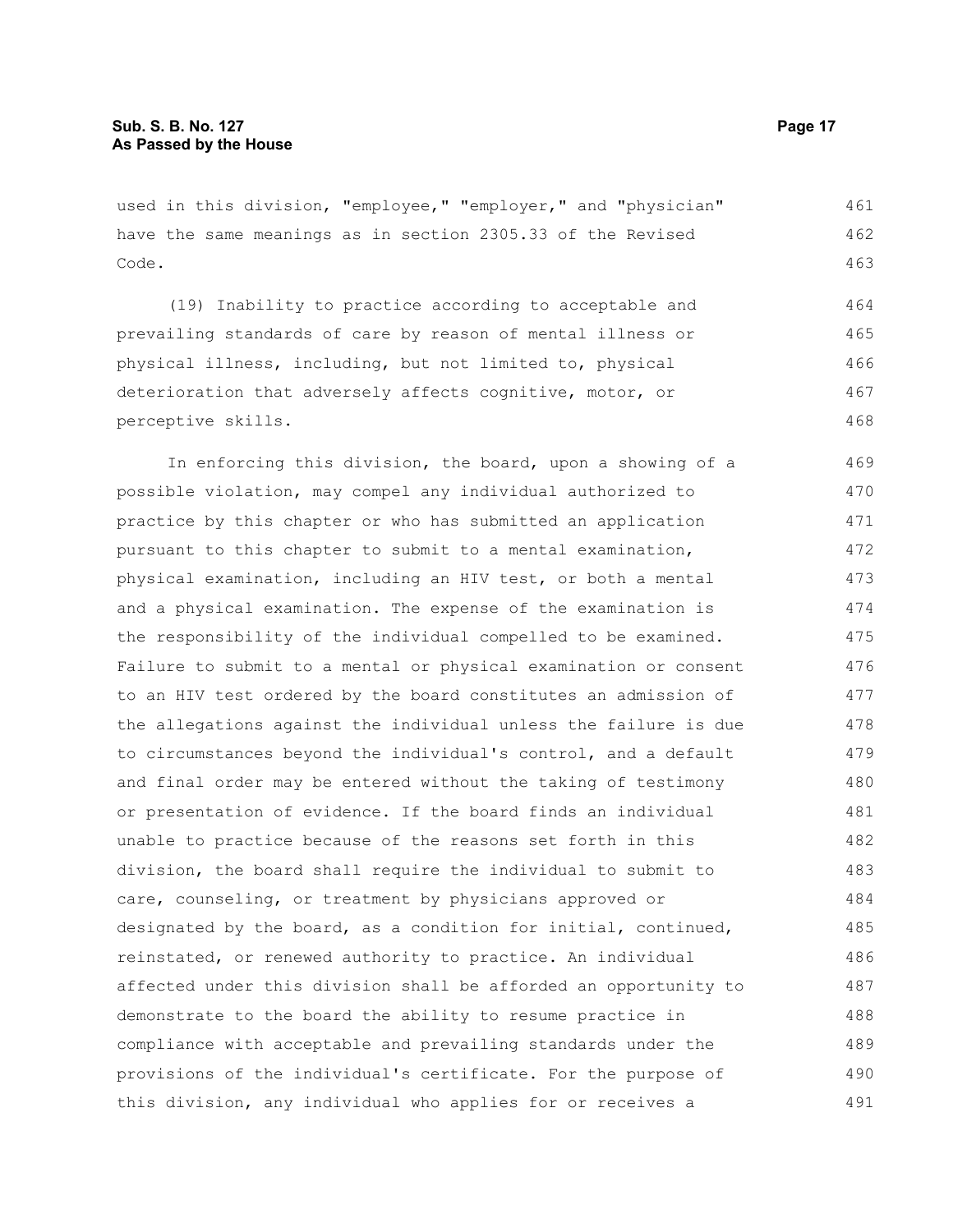used in this division, "employee," "employer," and "physician" have the same meanings as in section 2305.33 of the Revised Code.

(19) Inability to practice according to acceptable and prevailing standards of care by reason of mental illness or physical illness, including, but not limited to, physical deterioration that adversely affects cognitive, motor, or perceptive skills.

In enforcing this division, the board, upon a showing of a possible violation, may compel any individual authorized to practice by this chapter or who has submitted an application pursuant to this chapter to submit to a mental examination, physical examination, including an HIV test, or both a mental and a physical examination. The expense of the examination is the responsibility of the individual compelled to be examined. Failure to submit to a mental or physical examination or consent to an HIV test ordered by the board constitutes an admission of the allegations against the individual unless the failure is due to circumstances beyond the individual's control, and a default and final order may be entered without the taking of testimony or presentation of evidence. If the board finds an individual unable to practice because of the reasons set forth in this division, the board shall require the individual to submit to care, counseling, or treatment by physicians approved or designated by the board, as a condition for initial, continued, reinstated, or renewed authority to practice. An individual affected under this division shall be afforded an opportunity to demonstrate to the board the ability to resume practice in compliance with acceptable and prevailing standards under the provisions of the individual's certificate. For the purpose of this division, any individual who applies for or receives a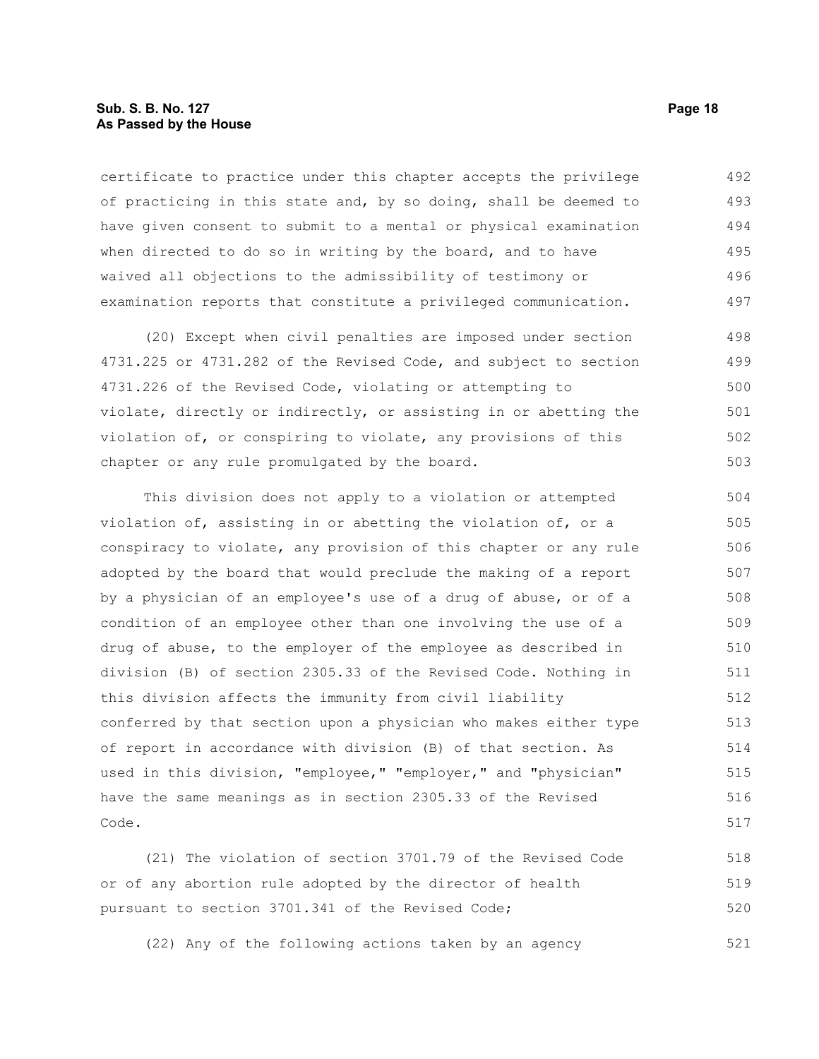certificate to practice under this chapter accepts the privilege of practicing in this state and, by so doing, shall be deemed to have given consent to submit to a mental or physical examination when directed to do so in writing by the board, and to have waived all objections to the admissibility of testimony or examination reports that constitute a privileged communication.

(20) Except when civil penalties are imposed under section 4731.225 or 4731.282 of the Revised Code, and subject to section 4731.226 of the Revised Code, violating or attempting to violate, directly or indirectly, or assisting in or abetting the violation of, or conspiring to violate, any provisions of this chapter or any rule promulgated by the board.

This division does not apply to a violation or attempted violation of, assisting in or abetting the violation of, or a conspiracy to violate, any provision of this chapter or any rule adopted by the board that would preclude the making of a report by a physician of an employee's use of a drug of abuse, or of a condition of an employee other than one involving the use of a drug of abuse, to the employer of the employee as described in division (B) of section 2305.33 of the Revised Code. Nothing in this division affects the immunity from civil liability conferred by that section upon a physician who makes either type of report in accordance with division (B) of that section. As used in this division, "employee," "employer," and "physician" have the same meanings as in section 2305.33 of the Revised Code.

(21) The violation of section 3701.79 of the Revised Code or of any abortion rule adopted by the director of health pursuant to section 3701.341 of the Revised Code;

(22) Any of the following actions taken by an agency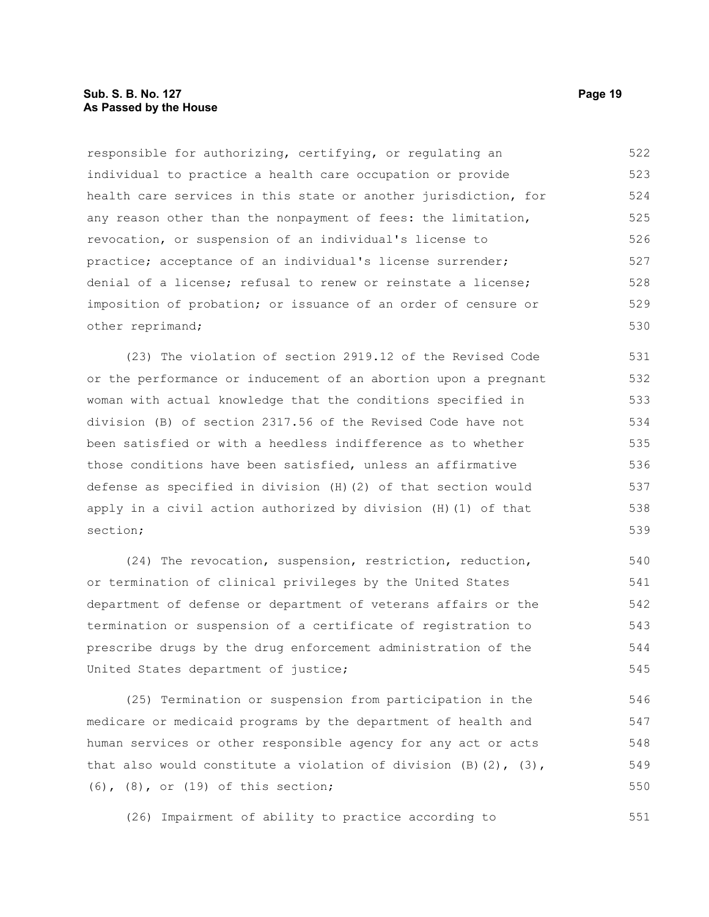responsible for authorizing, certifying, or regulating an individual to practice a health care occupation or provide health care services in this state or another jurisdiction, for any reason other than the nonpayment of fees: the limitation, revocation, or suspension of an individual's license to practice; acceptance of an individual's license surrender; denial of a license; refusal to renew or reinstate a license; imposition of probation; or issuance of an order of censure or other reprimand;

(23) The violation of section 2919.12 of the Revised Code or the performance or inducement of an abortion upon a pregnant woman with actual knowledge that the conditions specified in division (B) of section 2317.56 of the Revised Code have not been satisfied or with a heedless indifference as to whether those conditions have been satisfied, unless an affirmative defense as specified in division (H)(2) of that section would apply in a civil action authorized by division (H)(1) of that section;

(24) The revocation, suspension, restriction, reduction, or termination of clinical privileges by the United States department of defense or department of veterans affairs or the termination or suspension of a certificate of registration to prescribe drugs by the drug enforcement administration of the United States department of justice;

(25) Termination or suspension from participation in the medicare or medicaid programs by the department of health and human services or other responsible agency for any act or acts that also would constitute a violation of division (B)(2), (3), (6), (8), or (19) of this section;

(26) Impairment of ability to practice according to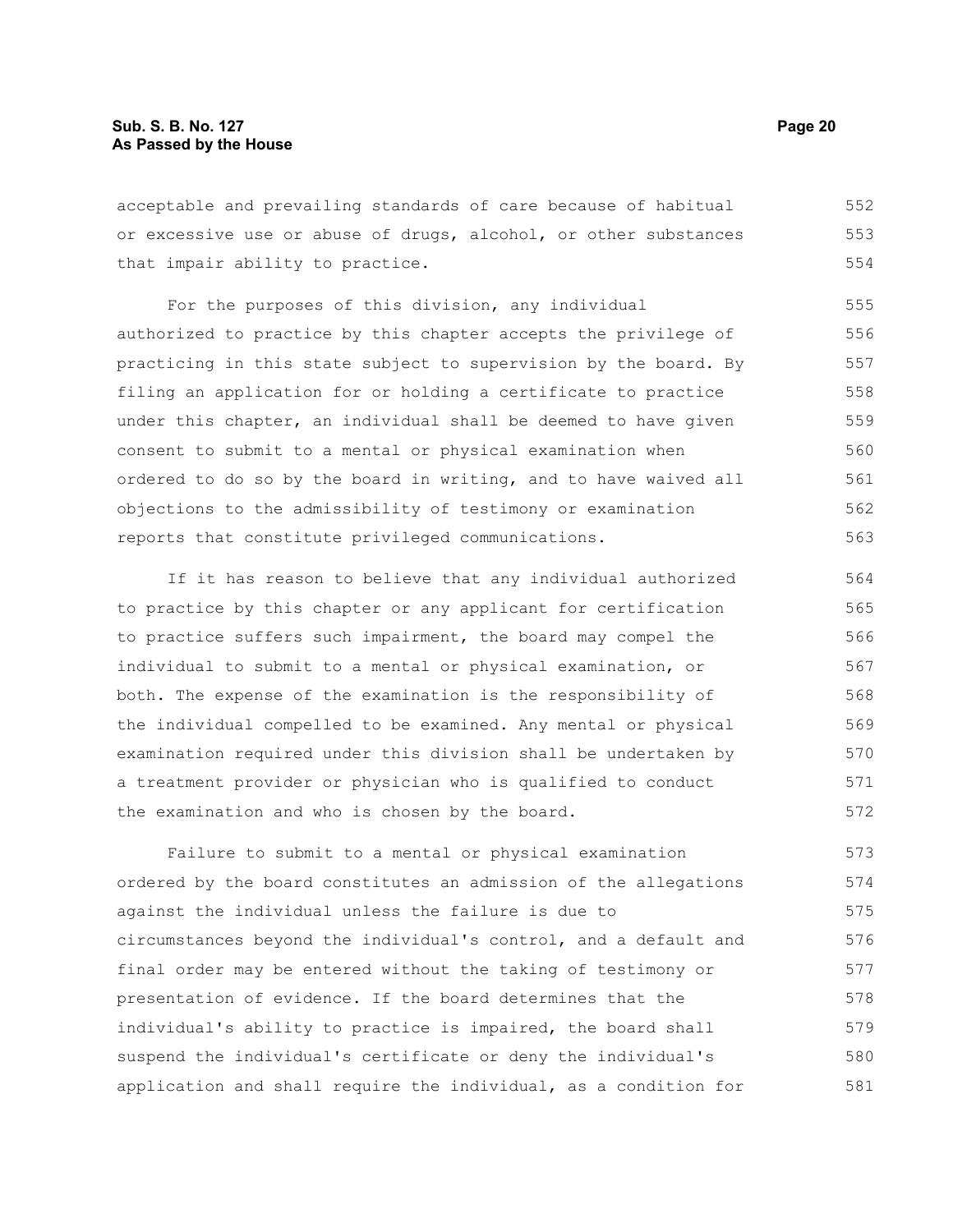acceptable and prevailing standards of care because of habitual or excessive use or abuse of drugs, alcohol, or other substances that impair ability to practice.

For the purposes of this division, any individual authorized to practice by this chapter accepts the privilege of practicing in this state subject to supervision by the board. By filing an application for or holding a certificate to practice under this chapter, an individual shall be deemed to have given consent to submit to a mental or physical examination when ordered to do so by the board in writing, and to have waived all objections to the admissibility of testimony or examination reports that constitute privileged communications.

If it has reason to believe that any individual authorized to practice by this chapter or any applicant for certification to practice suffers such impairment, the board may compel the individual to submit to a mental or physical examination, or both. The expense of the examination is the responsibility of the individual compelled to be examined. Any mental or physical examination required under this division shall be undertaken by a treatment provider or physician who is qualified to conduct the examination and who is chosen by the board.

Failure to submit to a mental or physical examination ordered by the board constitutes an admission of the allegations against the individual unless the failure is due to circumstances beyond the individual's control, and a default and final order may be entered without the taking of testimony or presentation of evidence. If the board determines that the individual's ability to practice is impaired, the board shall suspend the individual's certificate or deny the individual's application and shall require the individual, as a condition for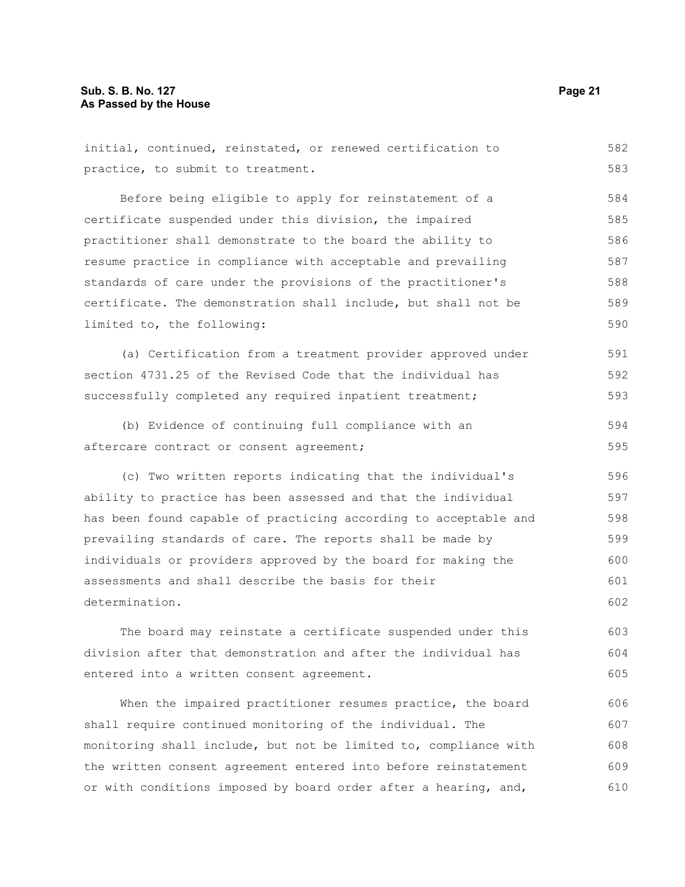initial, continued, reinstated, or renewed certification to practice, to submit to treatment.

Before being eligible to apply for reinstatement of a certificate suspended under this division, the impaired practitioner shall demonstrate to the board the ability to resume practice in compliance with acceptable and prevailing standards of care under the provisions of the practitioner's certificate. The demonstration shall include, but shall not be limited to, the following:

(a) Certification from a treatment provider approved under section 4731.25 of the Revised Code that the individual has successfully completed any required inpatient treatment;

(b) Evidence of continuing full compliance with an aftercare contract or consent agreement;

(c) Two written reports indicating that the individual's ability to practice has been assessed and that the individual has been found capable of practicing according to acceptable and prevailing standards of care. The reports shall be made by individuals or providers approved by the board for making the assessments and shall describe the basis for their determination.

The board may reinstate a certificate suspended under this division after that demonstration and after the individual has entered into a written consent agreement.

When the impaired practitioner resumes practice, the board shall require continued monitoring of the individual. The monitoring shall include, but not be limited to, compliance with the written consent agreement entered into before reinstatement or with conditions imposed by board order after a hearing, and,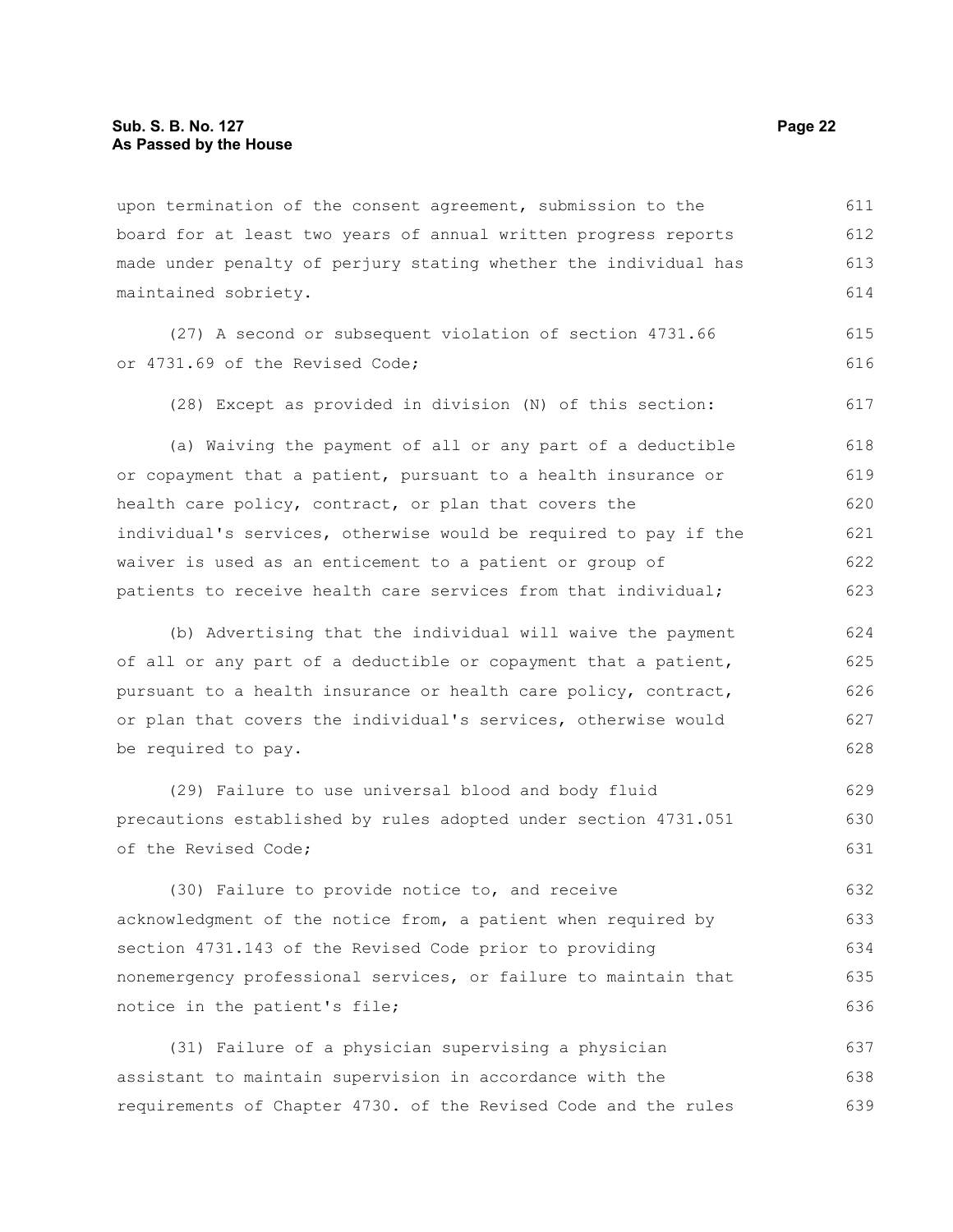upon termination of the consent agreement, submission to the board for at least two years of annual written progress reports made under penalty of perjury stating whether the individual has maintained sobriety.

(27) A second or subsequent violation of section 4731.66 or 4731.69 of the Revised Code;

(28) Except as provided in division (N) of this section:

(a) Waiving the payment of all or any part of a deductible or copayment that a patient, pursuant to a health insurance or health care policy, contract, or plan that covers the individual's services, otherwise would be required to pay if the waiver is used as an enticement to a patient or group of patients to receive health care services from that individual;

(b) Advertising that the individual will waive the payment of all or any part of a deductible or copayment that a patient, pursuant to a health insurance or health care policy, contract, or plan that covers the individual's services, otherwise would be required to pay.

(29) Failure to use universal blood and body fluid precautions established by rules adopted under section 4731.051 of the Revised Code;

(30) Failure to provide notice to, and receive acknowledgment of the notice from, a patient when required by section 4731.143 of the Revised Code prior to providing nonemergency professional services, or failure to maintain that notice in the patient's file;

(31) Failure of a physician supervising a physician assistant to maintain supervision in accordance with the requirements of Chapter 4730. of the Revised Code and the rules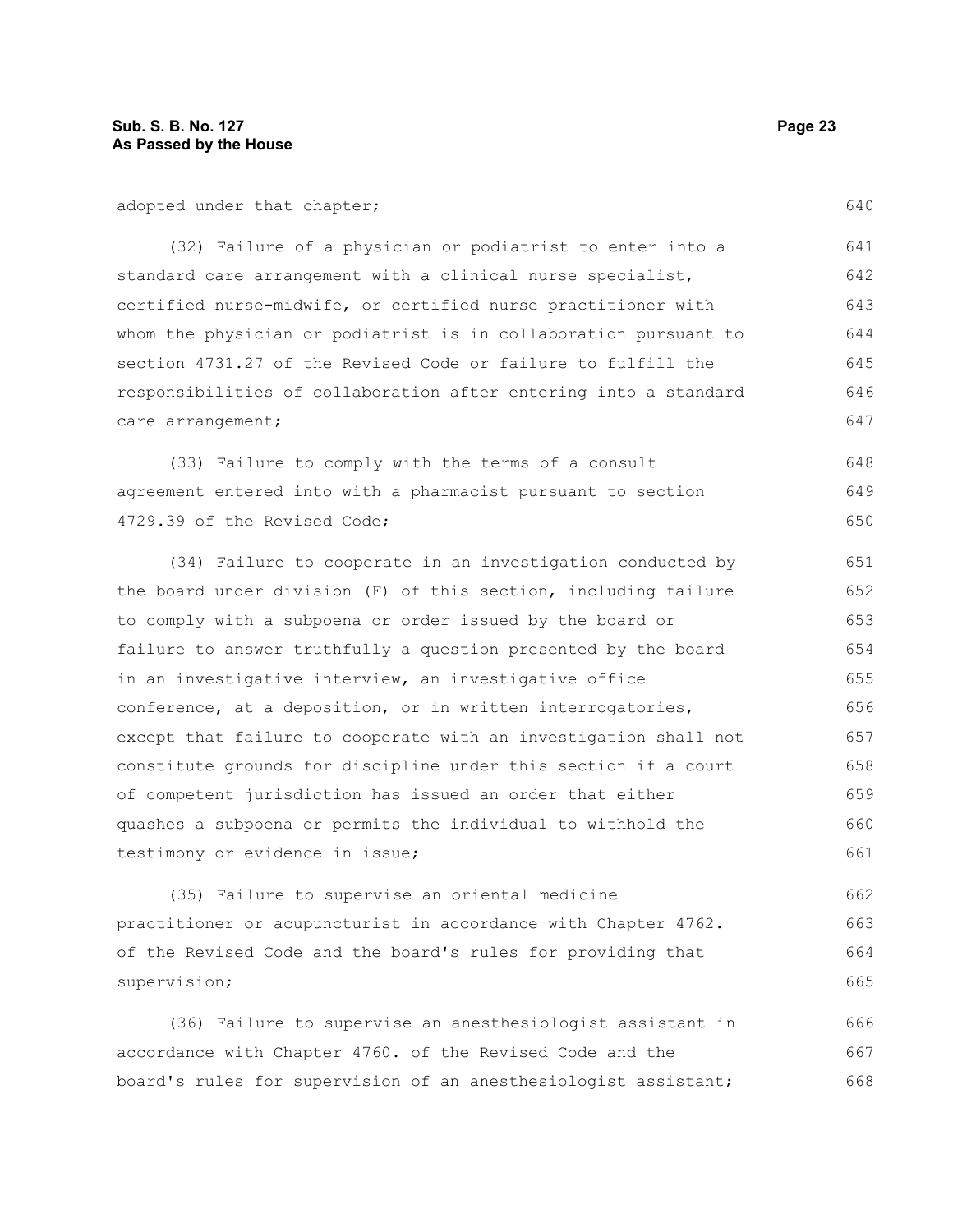adopted under that chapter;

(32) Failure of a physician or podiatrist to enter into a standard care arrangement with a clinical nurse specialist, certified nurse-midwife, or certified nurse practitioner with whom the physician or podiatrist is in collaboration pursuant to section 4731.27 of the Revised Code or failure to fulfill the responsibilities of collaboration after entering into a standard care arrangement;

(33) Failure to comply with the terms of a consult agreement entered into with a pharmacist pursuant to section 4729.39 of the Revised Code;

(34) Failure to cooperate in an investigation conducted by the board under division (F) of this section, including failure to comply with a subpoena or order issued by the board or failure to answer truthfully a question presented by the board in an investigative interview, an investigative office conference, at a deposition, or in written interrogatories, except that failure to cooperate with an investigation shall not constitute grounds for discipline under this section if a court of competent jurisdiction has issued an order that either quashes a subpoena or permits the individual to withhold the testimony or evidence in issue;

(35) Failure to supervise an oriental medicine practitioner or acupuncturist in accordance with Chapter 4762. of the Revised Code and the board's rules for providing that supervision;

(36) Failure to supervise an anesthesiologist assistant in accordance with Chapter 4760. of the Revised Code and the board's rules for supervision of an anesthesiologist assistant;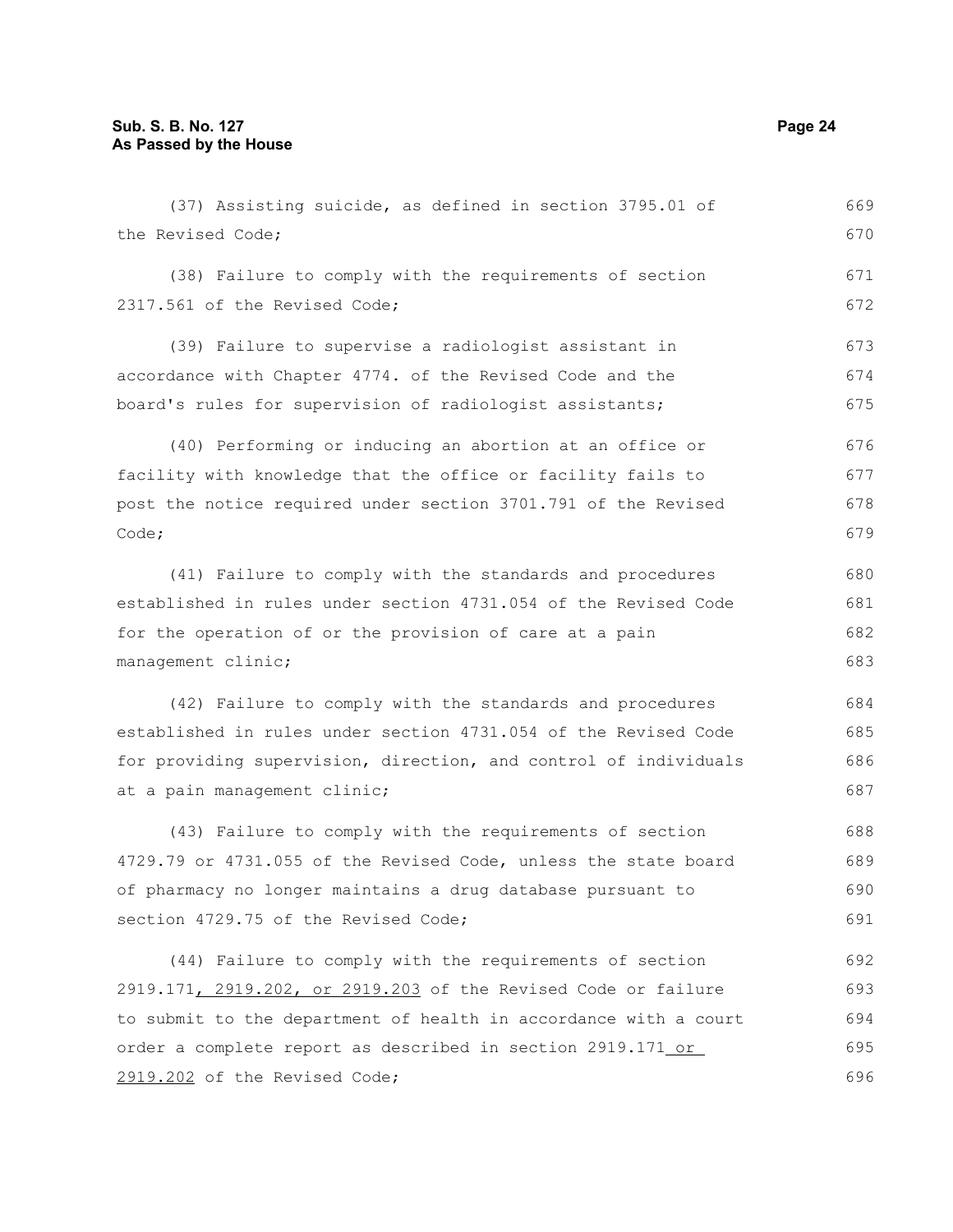(37) Assisting suicide, as defined in section 3795.01 of the Revised Code;

(38) Failure to comply with the requirements of section 2317.561 of the Revised Code;

(39) Failure to supervise a radiologist assistant in accordance with Chapter 4774. of the Revised Code and the board's rules for supervision of radiologist assistants;

(40) Performing or inducing an abortion at an office or facility with knowledge that the office or facility fails to post the notice required under section 3701.791 of the Revised Code;

(41) Failure to comply with the standards and procedures established in rules under section 4731.054 of the Revised Code for the operation of or the provision of care at a pain management clinic;

(42) Failure to comply with the standards and procedures established in rules under section 4731.054 of the Revised Code for providing supervision, direction, and control of individuals at a pain management clinic;

(43) Failure to comply with the requirements of section 4729.79 or 4731.055 of the Revised Code, unless the state board of pharmacy no longer maintains a drug database pursuant to section 4729.75 of the Revised Code;

(44) Failure to comply with the requirements of section 2919.171, 2919.202, or 2919.203 of the Revised Code or failure to submit to the department of health in accordance with a court order a complete report as described in section 2919.171 or 2919.202 of the Revised Code;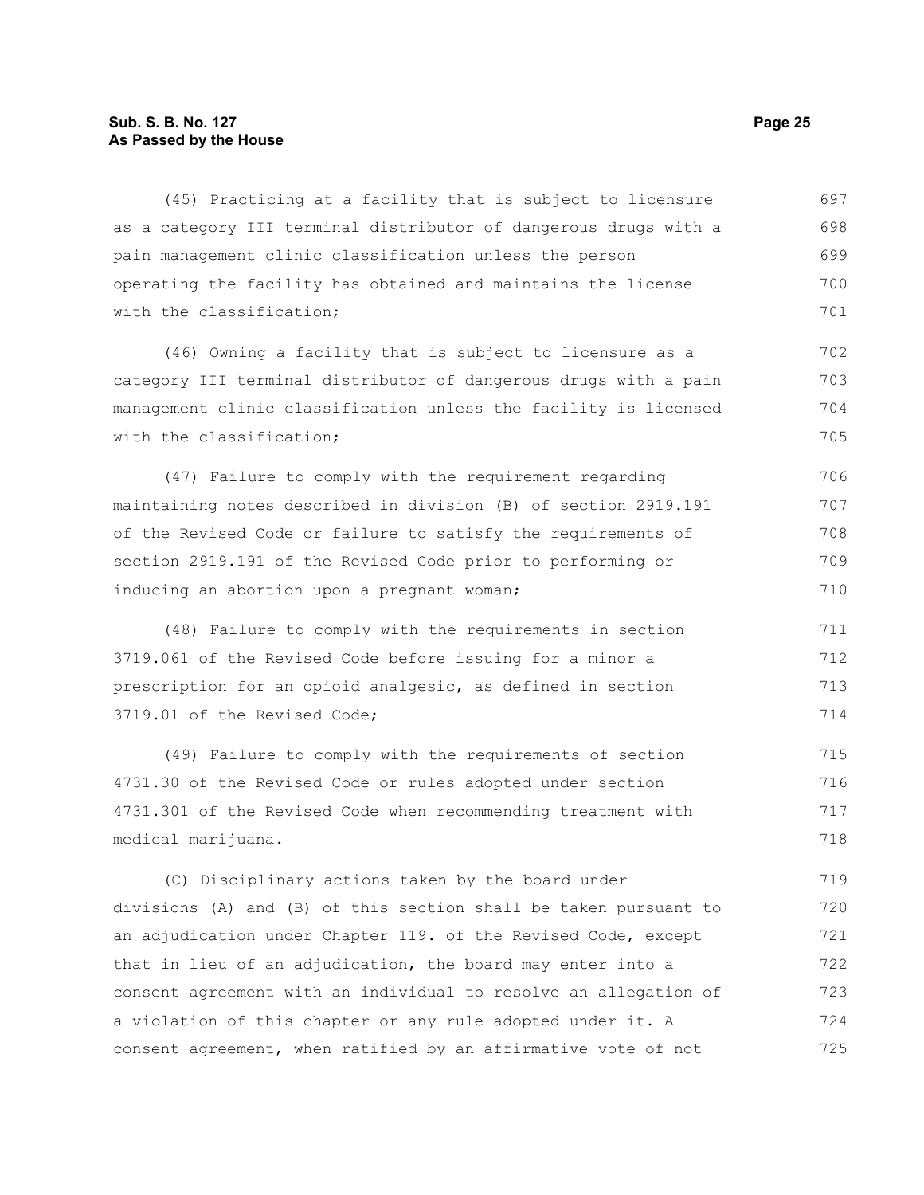(45) Practicing at a facility that is subject to licensure as a category III terminal distributor of dangerous drugs with a pain management clinic classification unless the person operating the facility has obtained and maintains the license with the classification;

(46) Owning a facility that is subject to licensure as a category III terminal distributor of dangerous drugs with a pain management clinic classification unless the facility is licensed with the classification;

(47) Failure to comply with the requirement regarding maintaining notes described in division (B) of section 2919.191 of the Revised Code or failure to satisfy the requirements of section 2919.191 of the Revised Code prior to performing or inducing an abortion upon a pregnant woman;

(48) Failure to comply with the requirements in section 3719.061 of the Revised Code before issuing for a minor a prescription for an opioid analgesic, as defined in section 3719.01 of the Revised Code;

(49) Failure to comply with the requirements of section 4731.30 of the Revised Code or rules adopted under section 4731.301 of the Revised Code when recommending treatment with medical marijuana.

(C) Disciplinary actions taken by the board under divisions (A) and (B) of this section shall be taken pursuant to an adjudication under Chapter 119. of the Revised Code, except that in lieu of an adjudication, the board may enter into a consent agreement with an individual to resolve an allegation of a violation of this chapter or any rule adopted under it. A consent agreement, when ratified by an affirmative vote of not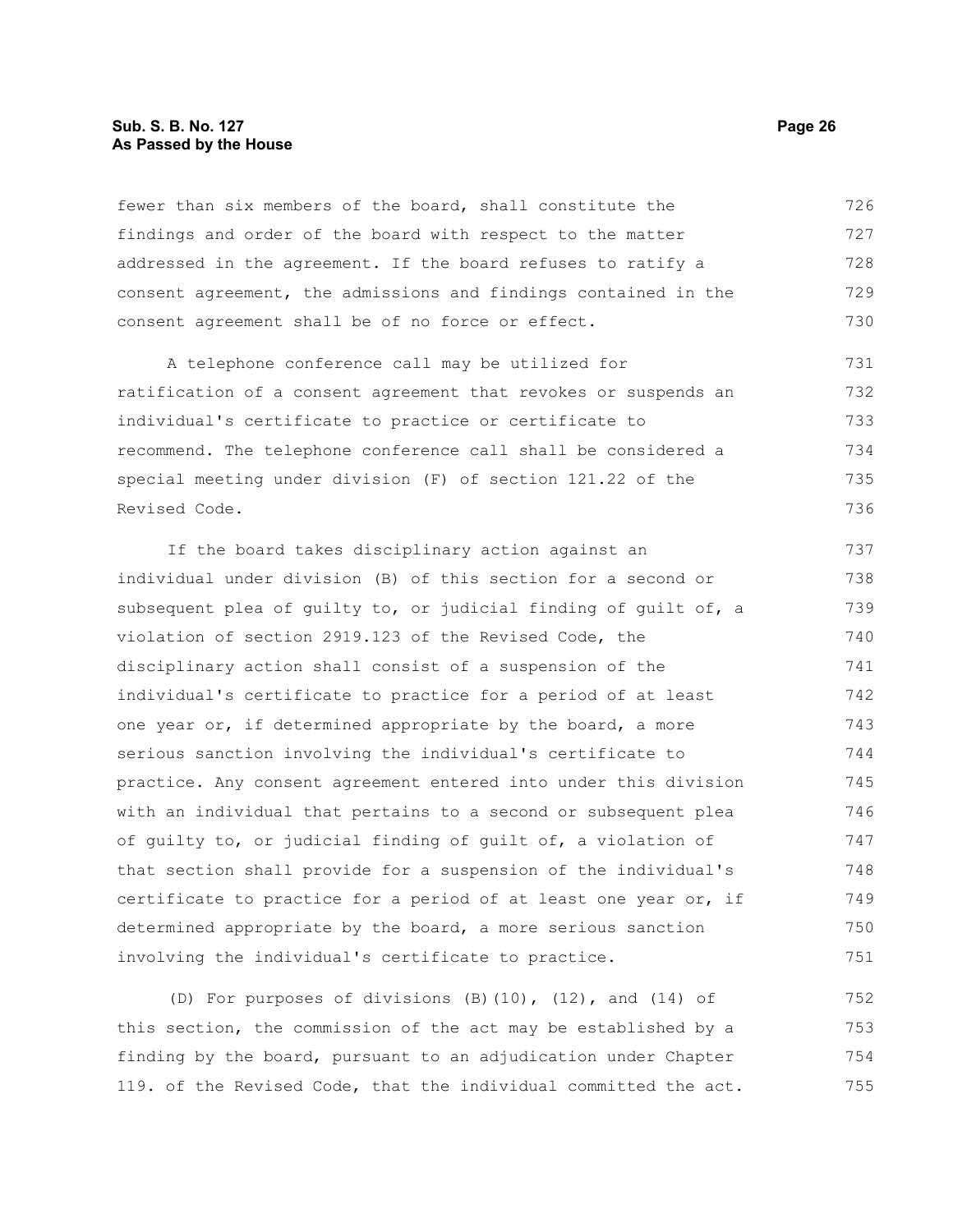fewer than six members of the board, shall constitute the findings and order of the board with respect to the matter addressed in the agreement. If the board refuses to ratify a consent agreement, the admissions and findings contained in the consent agreement shall be of no force or effect.

A telephone conference call may be utilized for ratification of a consent agreement that revokes or suspends an individual's certificate to practice or certificate to recommend. The telephone conference call shall be considered a special meeting under division (F) of section 121.22 of the Revised Code.

If the board takes disciplinary action against an individual under division (B) of this section for a second or subsequent plea of guilty to, or judicial finding of guilt of, a violation of section 2919.123 of the Revised Code, the disciplinary action shall consist of a suspension of the individual's certificate to practice for a period of at least one year or, if determined appropriate by the board, a more serious sanction involving the individual's certificate to practice. Any consent agreement entered into under this division with an individual that pertains to a second or subsequent plea of guilty to, or judicial finding of guilt of, a violation of that section shall provide for a suspension of the individual's certificate to practice for a period of at least one year or, if determined appropriate by the board, a more serious sanction involving the individual's certificate to practice.

(D) For purposes of divisions (B)(10), (12), and (14) of this section, the commission of the act may be established by a finding by the board, pursuant to an adjudication under Chapter 119. of the Revised Code, that the individual committed the act.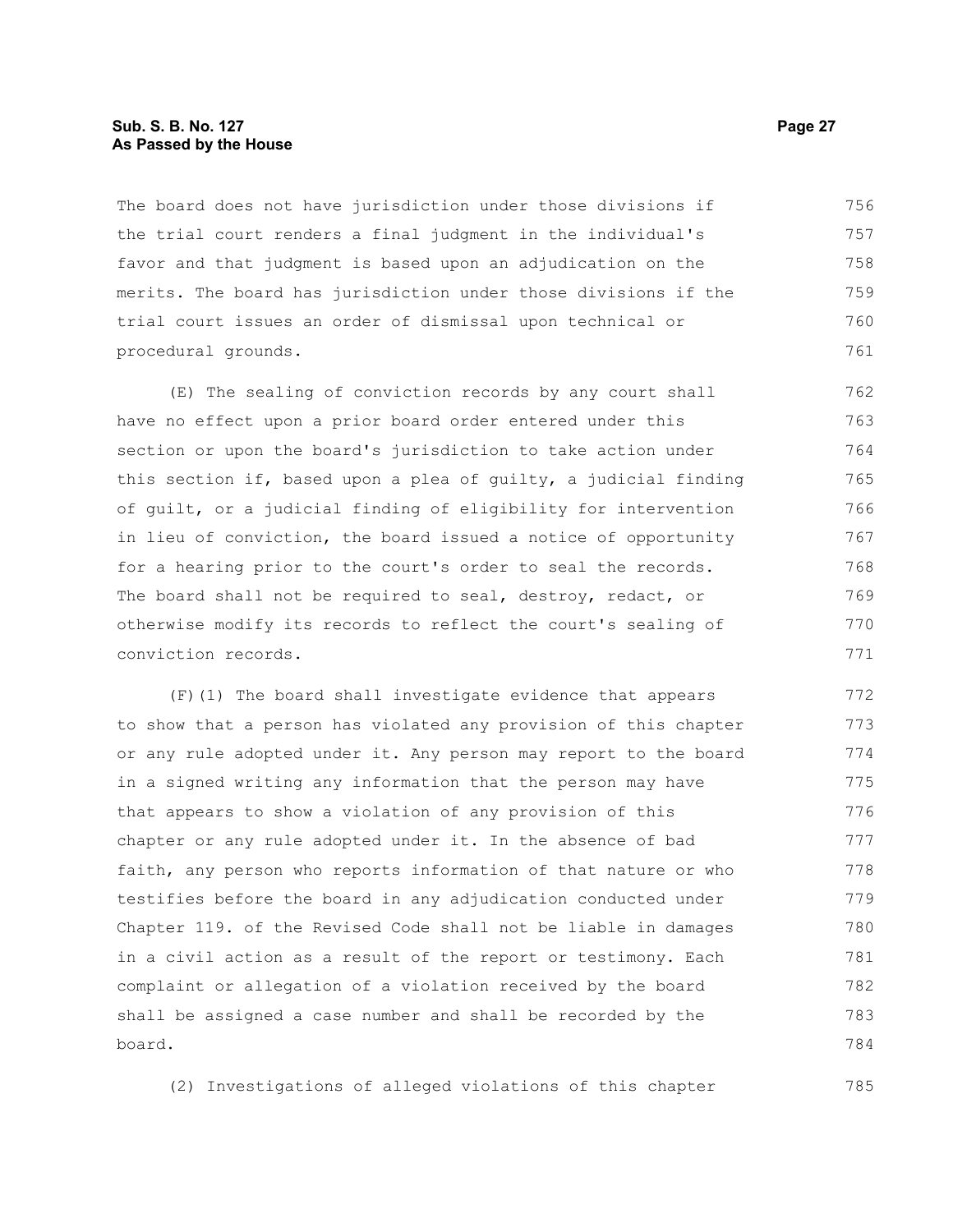The board does not have jurisdiction under those divisions if the trial court renders a final judgment in the individual's favor and that judgment is based upon an adjudication on the merits. The board has jurisdiction under those divisions if the trial court issues an order of dismissal upon technical or procedural grounds.

(E) The sealing of conviction records by any court shall have no effect upon a prior board order entered under this section or upon the board's jurisdiction to take action under this section if, based upon a plea of guilty, a judicial finding of guilt, or a judicial finding of eligibility for intervention in lieu of conviction, the board issued a notice of opportunity for a hearing prior to the court's order to seal the records. The board shall not be required to seal, destroy, redact, or otherwise modify its records to reflect the court's sealing of conviction records.

(F)(1) The board shall investigate evidence that appears to show that a person has violated any provision of this chapter or any rule adopted under it. Any person may report to the board in a signed writing any information that the person may have that appears to show a violation of any provision of this chapter or any rule adopted under it. In the absence of bad faith, any person who reports information of that nature or who testifies before the board in any adjudication conducted under Chapter 119. of the Revised Code shall not be liable in damages in a civil action as a result of the report or testimony. Each complaint or allegation of a violation received by the board shall be assigned a case number and shall be recorded by the board.

(2) Investigations of alleged violations of this chapter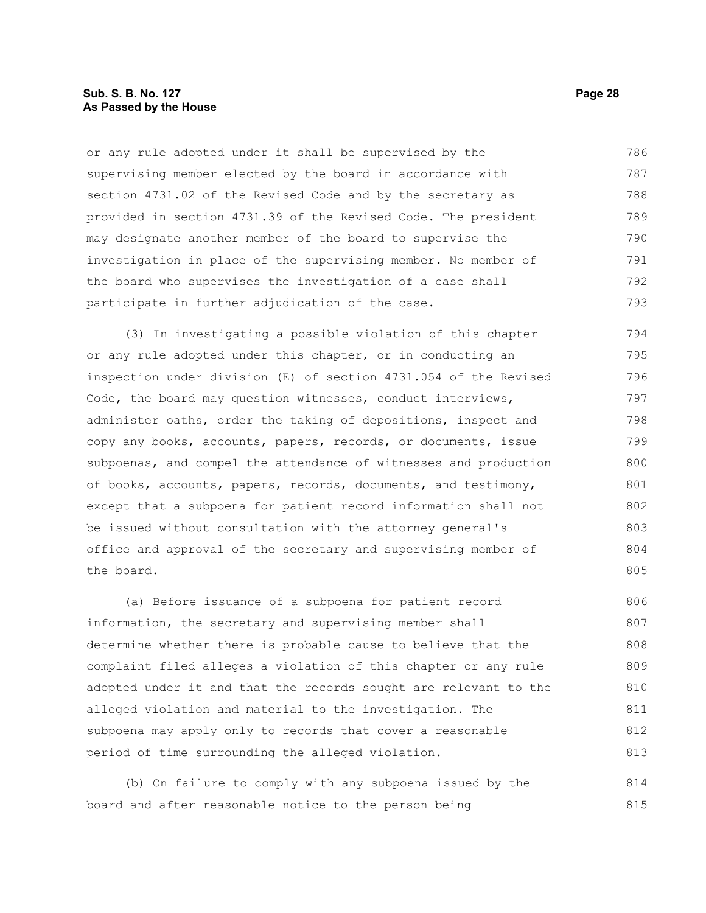or any rule adopted under it shall be supervised by the supervising member elected by the board in accordance with section 4731.02 of the Revised Code and by the secretary as provided in section 4731.39 of the Revised Code. The president may designate another member of the board to supervise the investigation in place of the supervising member. No member of the board who supervises the investigation of a case shall participate in further adjudication of the case.

(3) In investigating a possible violation of this chapter or any rule adopted under this chapter, or in conducting an inspection under division (E) of section 4731.054 of the Revised Code, the board may question witnesses, conduct interviews, administer oaths, order the taking of depositions, inspect and copy any books, accounts, papers, records, or documents, issue subpoenas, and compel the attendance of witnesses and production of books, accounts, papers, records, documents, and testimony, except that a subpoena for patient record information shall not be issued without consultation with the attorney general's office and approval of the secretary and supervising member of the board.

(a) Before issuance of a subpoena for patient record information, the secretary and supervising member shall determine whether there is probable cause to believe that the complaint filed alleges a violation of this chapter or any rule adopted under it and that the records sought are relevant to the alleged violation and material to the investigation. The subpoena may apply only to records that cover a reasonable period of time surrounding the alleged violation.

(b) On failure to comply with any subpoena issued by the board and after reasonable notice to the person being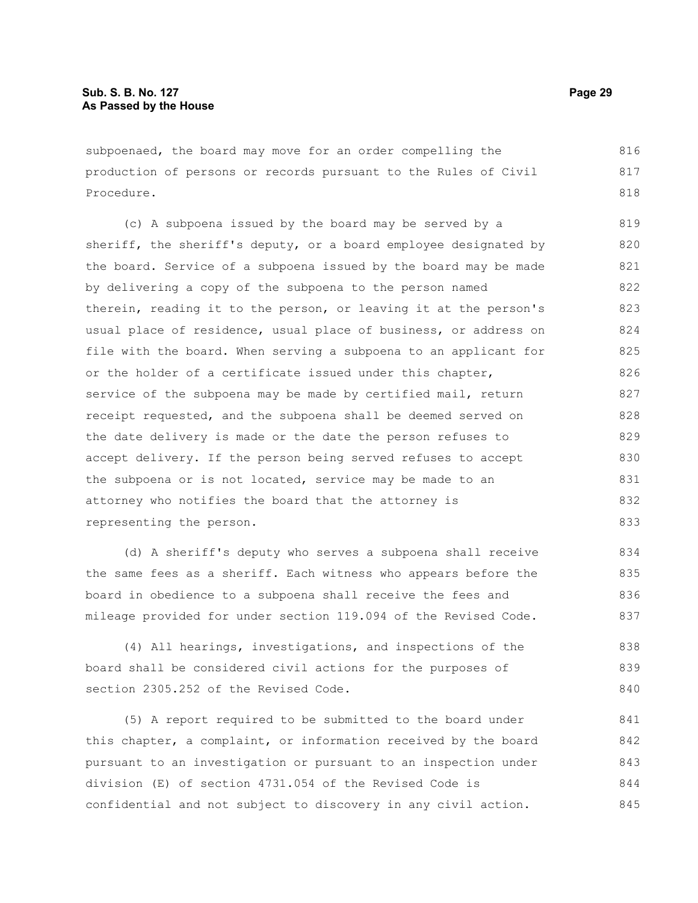subpoenaed, the board may move for an order compelling the production of persons or records pursuant to the Rules of Civil Procedure.

(c) A subpoena issued by the board may be served by a sheriff, the sheriff's deputy, or a board employee designated by the board. Service of a subpoena issued by the board may be made by delivering a copy of the subpoena to the person named therein, reading it to the person, or leaving it at the person's usual place of residence, usual place of business, or address on file with the board. When serving a subpoena to an applicant for or the holder of a certificate issued under this chapter, service of the subpoena may be made by certified mail, return receipt requested, and the subpoena shall be deemed served on the date delivery is made or the date the person refuses to accept delivery. If the person being served refuses to accept the subpoena or is not located, service may be made to an attorney who notifies the board that the attorney is representing the person.

(d) A sheriff's deputy who serves a subpoena shall receive the same fees as a sheriff. Each witness who appears before the board in obedience to a subpoena shall receive the fees and mileage provided for under section 119.094 of the Revised Code.

(4) All hearings, investigations, and inspections of the board shall be considered civil actions for the purposes of section 2305.252 of the Revised Code.

(5) A report required to be submitted to the board under this chapter, a complaint, or information received by the board pursuant to an investigation or pursuant to an inspection under division (E) of section 4731.054 of the Revised Code is confidential and not subject to discovery in any civil action.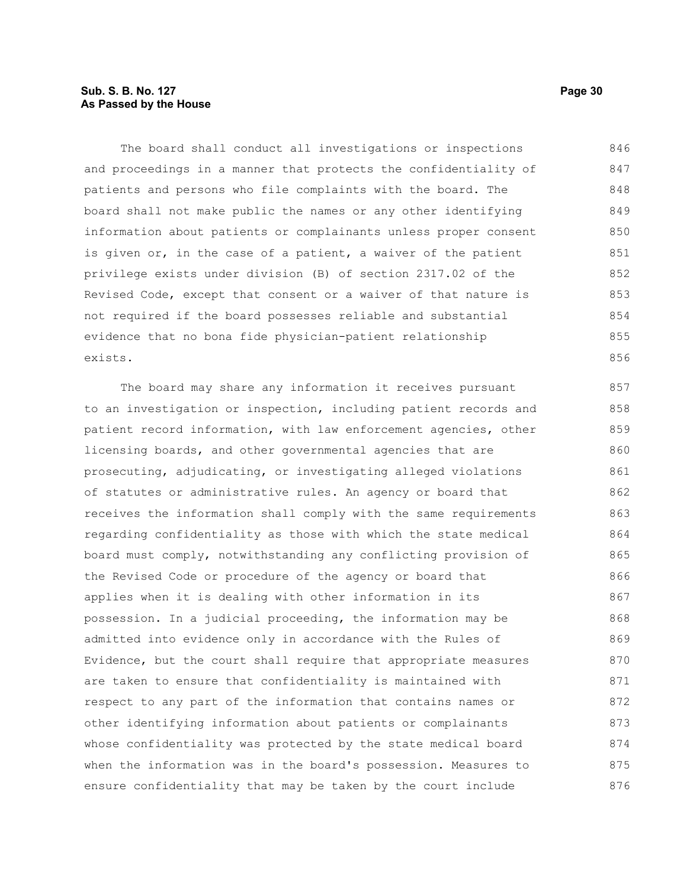The board shall conduct all investigations or inspections and proceedings in a manner that protects the confidentiality of patients and persons who file complaints with the board. The board shall not make public the names or any other identifying information about patients or complainants unless proper consent is given or, in the case of a patient, a waiver of the patient privilege exists under division (B) of section 2317.02 of the Revised Code, except that consent or a waiver of that nature is not required if the board possesses reliable and substantial evidence that no bona fide physician-patient relationship exists.

The board may share any information it receives pursuant to an investigation or inspection, including patient records and patient record information, with law enforcement agencies, other licensing boards, and other governmental agencies that are prosecuting, adjudicating, or investigating alleged violations of statutes or administrative rules. An agency or board that receives the information shall comply with the same requirements regarding confidentiality as those with which the state medical board must comply, notwithstanding any conflicting provision of the Revised Code or procedure of the agency or board that applies when it is dealing with other information in its possession. In a judicial proceeding, the information may be admitted into evidence only in accordance with the Rules of Evidence, but the court shall require that appropriate measures are taken to ensure that confidentiality is maintained with respect to any part of the information that contains names or other identifying information about patients or complainants whose confidentiality was protected by the state medical board when the information was in the board's possession. Measures to ensure confidentiality that may be taken by the court include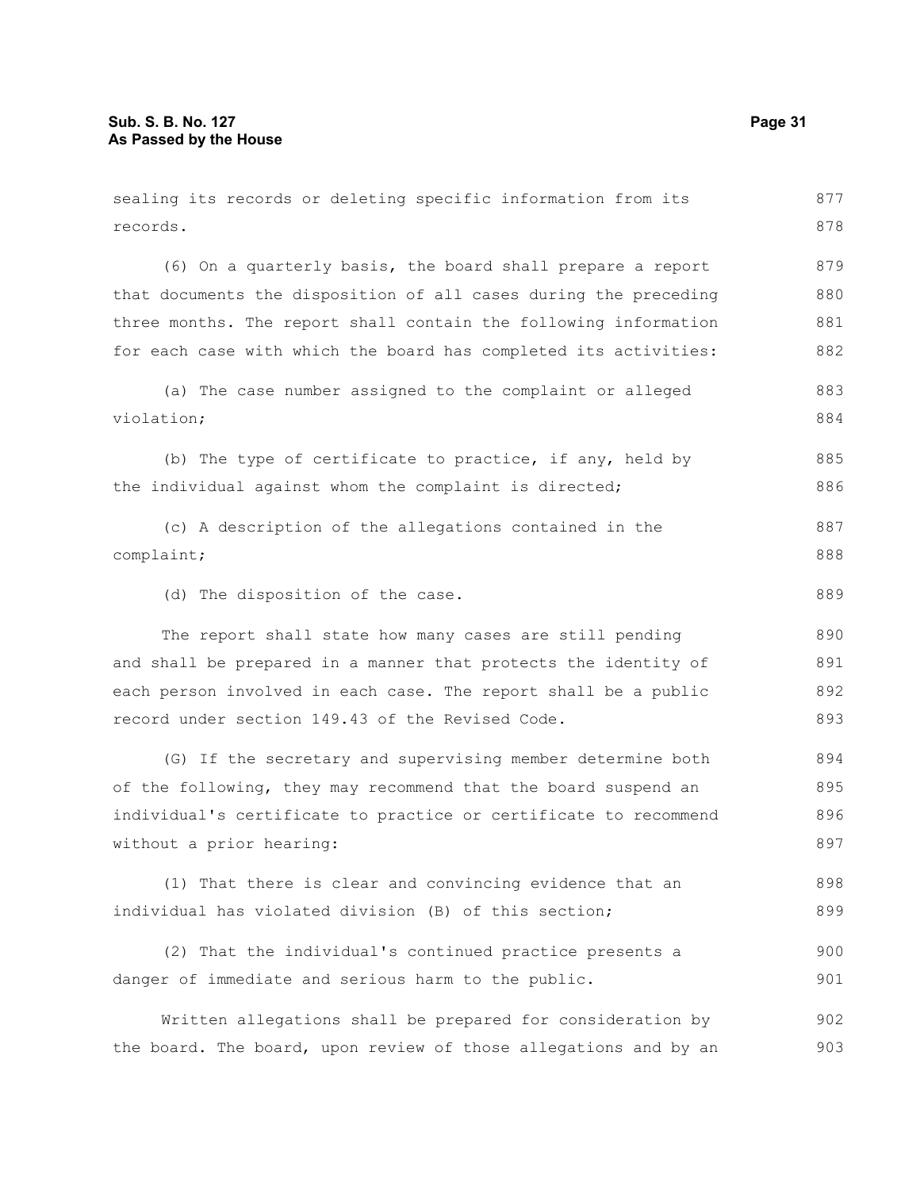sealing its records or deleting specific information from its records.

(6) On a quarterly basis, the board shall prepare a report that documents the disposition of all cases during the preceding three months. The report shall contain the following information for each case with which the board has completed its activities:

(a) The case number assigned to the complaint or alleged violation;

(b) The type of certificate to practice, if any, held by the individual against whom the complaint is directed;

(c) A description of the allegations contained in the complaint;

(d) The disposition of the case.

The report shall state how many cases are still pending and shall be prepared in a manner that protects the identity of each person involved in each case. The report shall be a public record under section 149.43 of the Revised Code.

(G) If the secretary and supervising member determine both of the following, they may recommend that the board suspend an individual's certificate to practice or certificate to recommend without a prior hearing:

(1) That there is clear and convincing evidence that an individual has violated division (B) of this section;

(2) That the individual's continued practice presents a danger of immediate and serious harm to the public.

Written allegations shall be prepared for consideration by the board. The board, upon review of those allegations and by an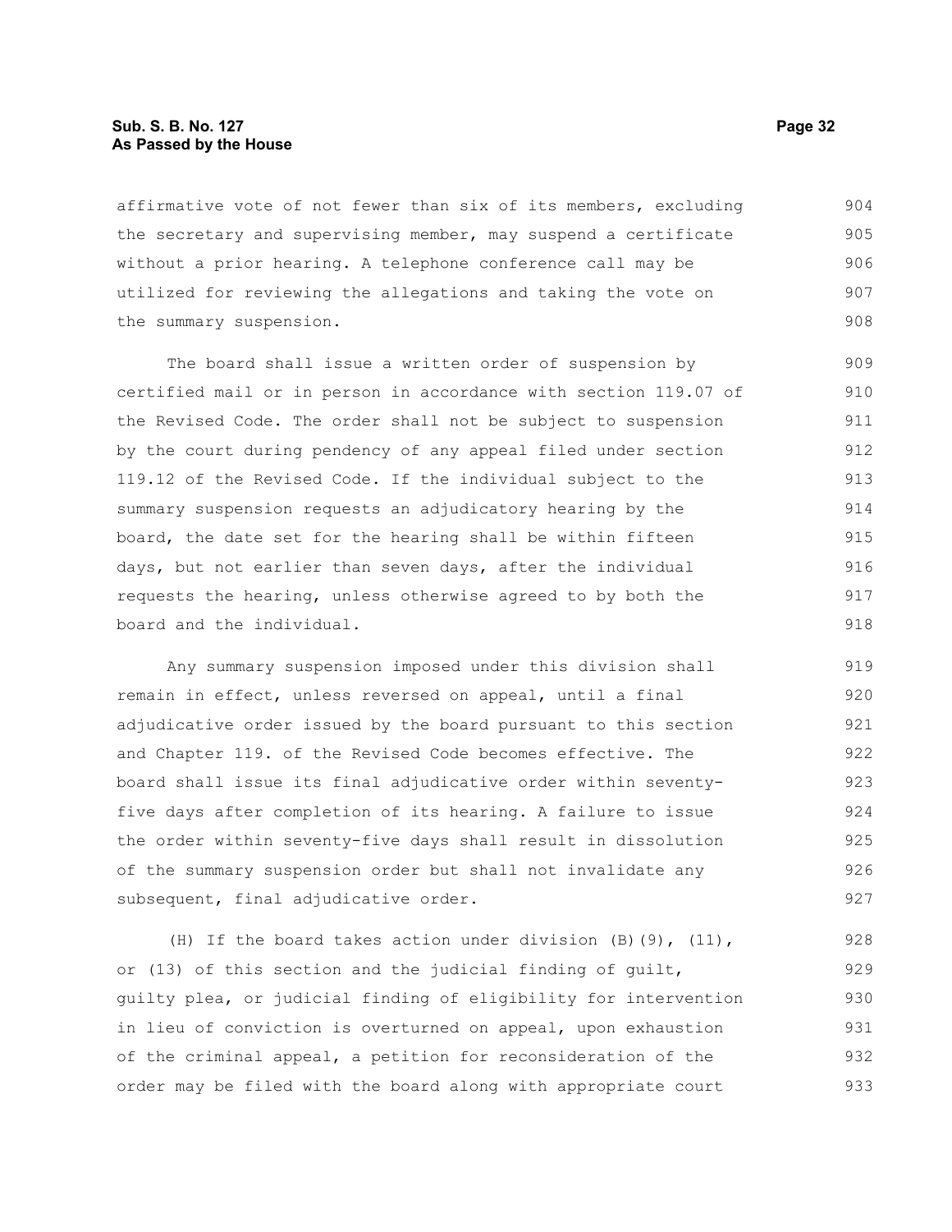affirmative vote of not fewer than six of its members, excluding the secretary and supervising member, may suspend a certificate without a prior hearing. A telephone conference call may be utilized for reviewing the allegations and taking the vote on the summary suspension.

The board shall issue a written order of suspension by certified mail or in person in accordance with section 119.07 of the Revised Code. The order shall not be subject to suspension by the court during pendency of any appeal filed under section 119.12 of the Revised Code. If the individual subject to the summary suspension requests an adjudicatory hearing by the board, the date set for the hearing shall be within fifteen days, but not earlier than seven days, after the individual requests the hearing, unless otherwise agreed to by both the board and the individual.

Any summary suspension imposed under this division shall remain in effect, unless reversed on appeal, until a final adjudicative order issued by the board pursuant to this section and Chapter 119. of the Revised Code becomes effective. The board shall issue its final adjudicative order within seventy-five days after completion of its hearing. A failure to issue the order within seventy-five days shall result in dissolution of the summary suspension order but shall not invalidate any subsequent, final adjudicative order.

(H) If the board takes action under division (B)(9), (11), or (13) of this section and the judicial finding of guilt, guilty plea, or judicial finding of eligibility for intervention in lieu of conviction is overturned on appeal, upon exhaustion of the criminal appeal, a petition for reconsideration of the order may be filed with the board along with appropriate court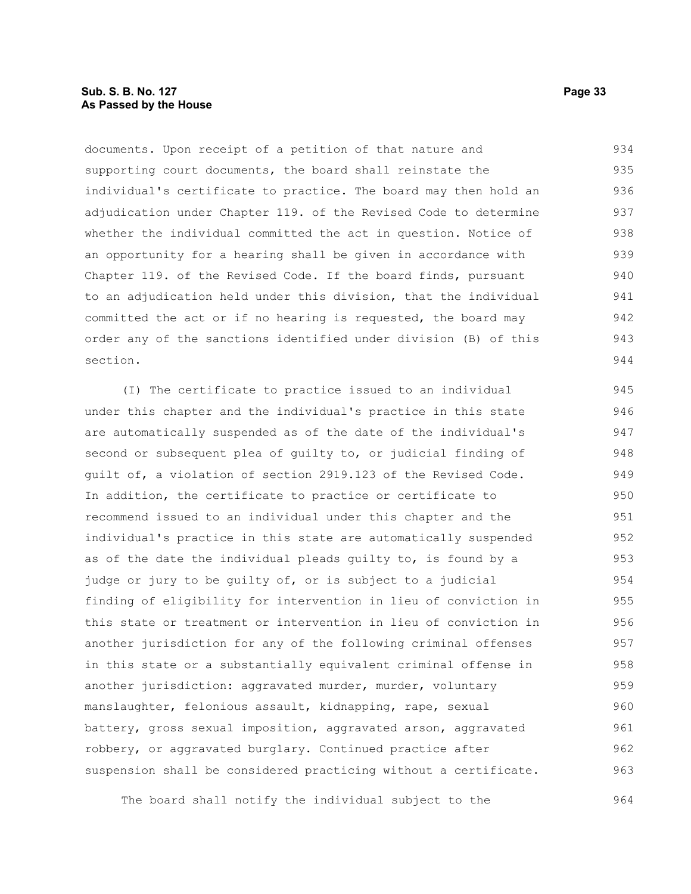documents. Upon receipt of a petition of that nature and supporting court documents, the board shall reinstate the individual's certificate to practice. The board may then hold an adjudication under Chapter 119. of the Revised Code to determine whether the individual committed the act in question. Notice of an opportunity for a hearing shall be given in accordance with Chapter 119. of the Revised Code. If the board finds, pursuant to an adjudication held under this division, that the individual committed the act or if no hearing is requested, the board may order any of the sanctions identified under division (B) of this section.

(I) The certificate to practice issued to an individual under this chapter and the individual's practice in this state are automatically suspended as of the date of the individual's second or subsequent plea of guilty to, or judicial finding of guilt of, a violation of section 2919.123 of the Revised Code. In addition, the certificate to practice or certificate to recommend issued to an individual under this chapter and the individual's practice in this state are automatically suspended as of the date the individual pleads guilty to, is found by a judge or jury to be guilty of, or is subject to a judicial finding of eligibility for intervention in lieu of conviction in this state or treatment or intervention in lieu of conviction in another jurisdiction for any of the following criminal offenses in this state or a substantially equivalent criminal offense in another jurisdiction: aggravated murder, murder, voluntary manslaughter, felonious assault, kidnapping, rape, sexual battery, gross sexual imposition, aggravated arson, aggravated robbery, or aggravated burglary. Continued practice after suspension shall be considered practicing without a certificate.

The board shall notify the individual subject to the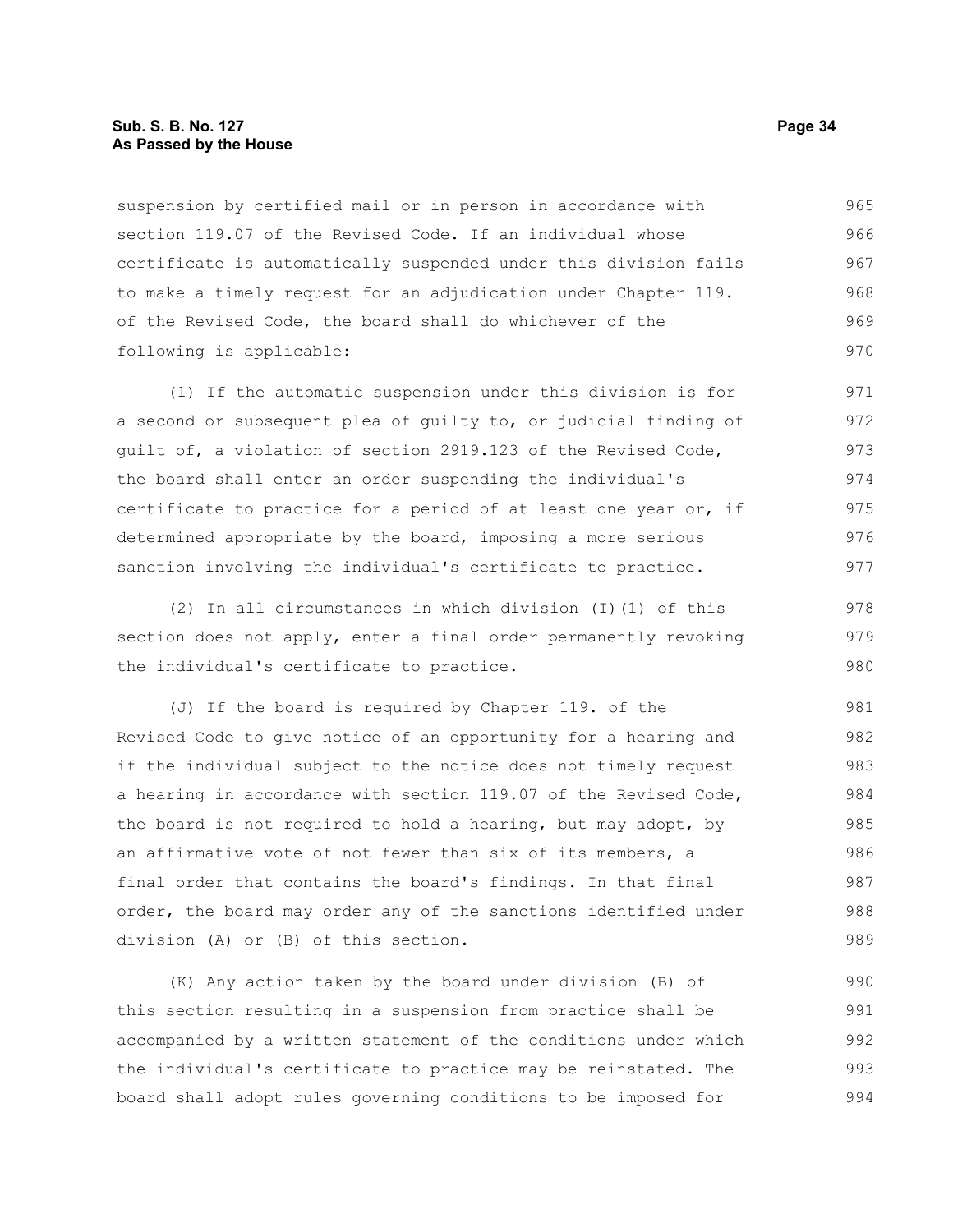suspension by certified mail or in person in accordance with section 119.07 of the Revised Code. If an individual whose certificate is automatically suspended under this division fails to make a timely request for an adjudication under Chapter 119. of the Revised Code, the board shall do whichever of the following is applicable:

(1) If the automatic suspension under this division is for a second or subsequent plea of guilty to, or judicial finding of guilt of, a violation of section 2919.123 of the Revised Code, the board shall enter an order suspending the individual's certificate to practice for a period of at least one year or, if determined appropriate by the board, imposing a more serious sanction involving the individual's certificate to practice.

(2) In all circumstances in which division (I)(1) of this section does not apply, enter a final order permanently revoking the individual's certificate to practice.

(J) If the board is required by Chapter 119. of the Revised Code to give notice of an opportunity for a hearing and if the individual subject to the notice does not timely request a hearing in accordance with section 119.07 of the Revised Code, the board is not required to hold a hearing, but may adopt, by an affirmative vote of not fewer than six of its members, a final order that contains the board's findings. In that final order, the board may order any of the sanctions identified under division (A) or (B) of this section.

(K) Any action taken by the board under division (B) of this section resulting in a suspension from practice shall be accompanied by a written statement of the conditions under which the individual's certificate to practice may be reinstated. The board shall adopt rules governing conditions to be imposed for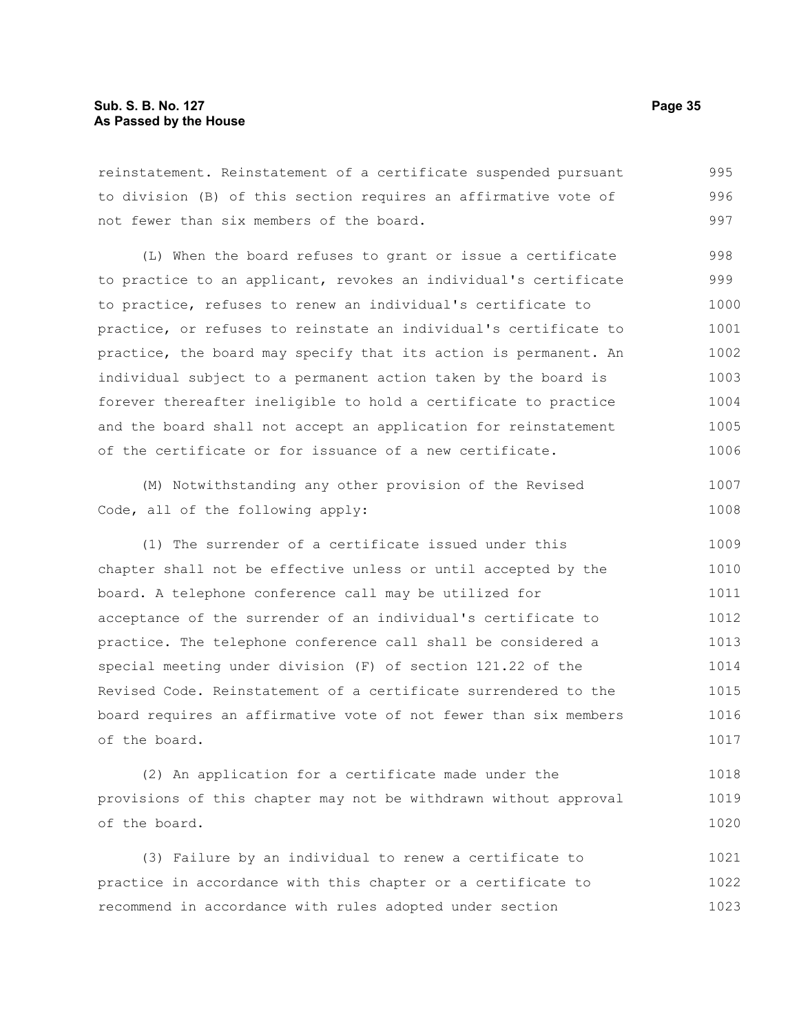reinstatement. Reinstatement of a certificate suspended pursuant to division (B) of this section requires an affirmative vote of not fewer than six members of the board.

(L) When the board refuses to grant or issue a certificate to practice to an applicant, revokes an individual's certificate to practice, refuses to renew an individual's certificate to practice, or refuses to reinstate an individual's certificate to practice, the board may specify that its action is permanent. An individual subject to a permanent action taken by the board is forever thereafter ineligible to hold a certificate to practice and the board shall not accept an application for reinstatement of the certificate or for issuance of a new certificate.

(M) Notwithstanding any other provision of the Revised Code, all of the following apply:

(1) The surrender of a certificate issued under this chapter shall not be effective unless or until accepted by the board. A telephone conference call may be utilized for acceptance of the surrender of an individual's certificate to practice. The telephone conference call shall be considered a special meeting under division (F) of section 121.22 of the Revised Code. Reinstatement of a certificate surrendered to the board requires an affirmative vote of not fewer than six members of the board.

(2) An application for a certificate made under the provisions of this chapter may not be withdrawn without approval of the board.

(3) Failure by an individual to renew a certificate to practice in accordance with this chapter or a certificate to recommend in accordance with rules adopted under section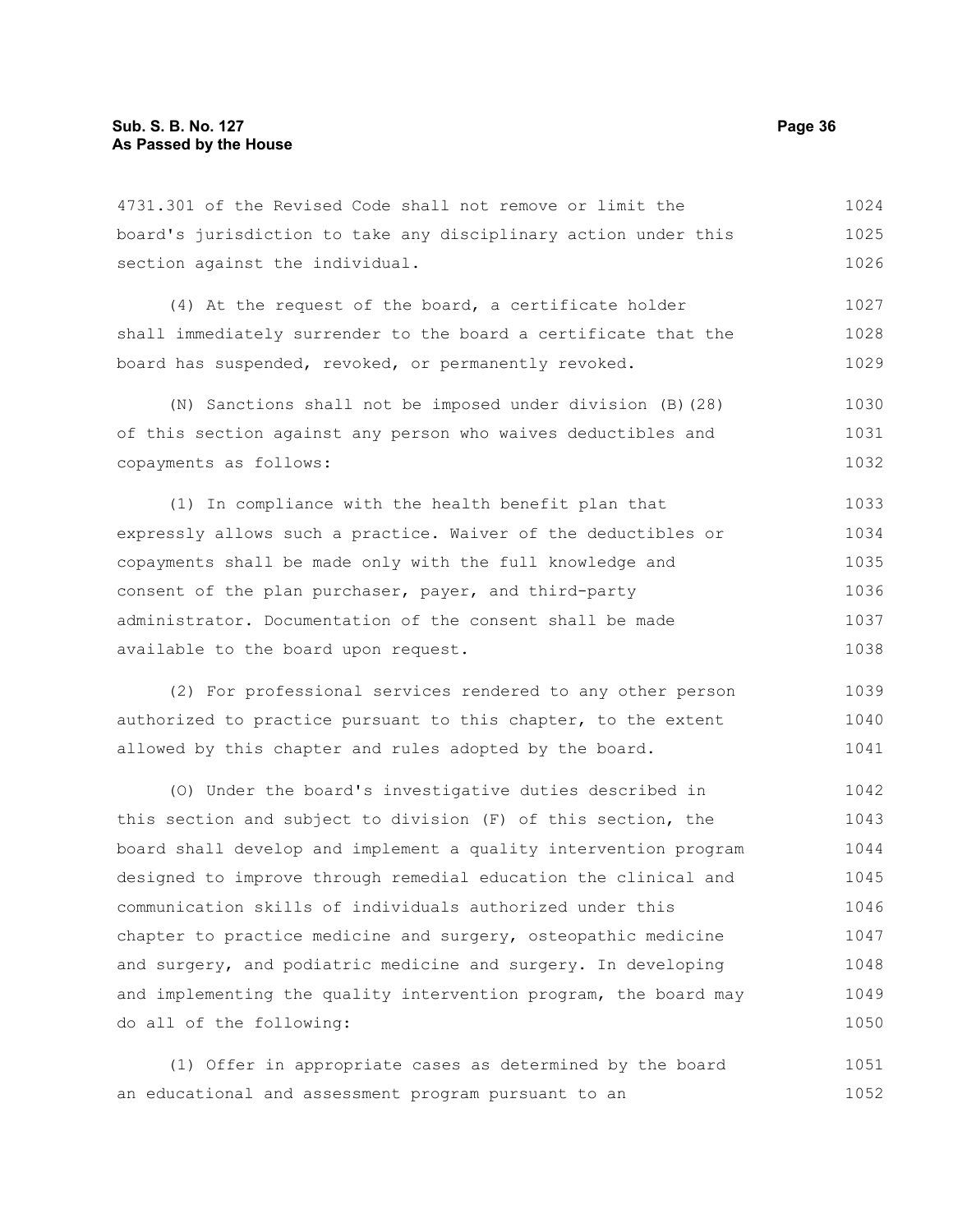4731.301 of the Revised Code shall not remove or limit the board's jurisdiction to take any disciplinary action under this section against the individual.

(4) At the request of the board, a certificate holder shall immediately surrender to the board a certificate that the board has suspended, revoked, or permanently revoked.

(N) Sanctions shall not be imposed under division (B)(28) of this section against any person who waives deductibles and copayments as follows:

(1) In compliance with the health benefit plan that expressly allows such a practice. Waiver of the deductibles or copayments shall be made only with the full knowledge and consent of the plan purchaser, payer, and third-party administrator. Documentation of the consent shall be made available to the board upon request.

(2) For professional services rendered to any other person authorized to practice pursuant to this chapter, to the extent allowed by this chapter and rules adopted by the board.

(O) Under the board's investigative duties described in this section and subject to division (F) of this section, the board shall develop and implement a quality intervention program designed to improve through remedial education the clinical and communication skills of individuals authorized under this chapter to practice medicine and surgery, osteopathic medicine and surgery, and podiatric medicine and surgery. In developing and implementing the quality intervention program, the board may do all of the following:

(1) Offer in appropriate cases as determined by the board an educational and assessment program pursuant to an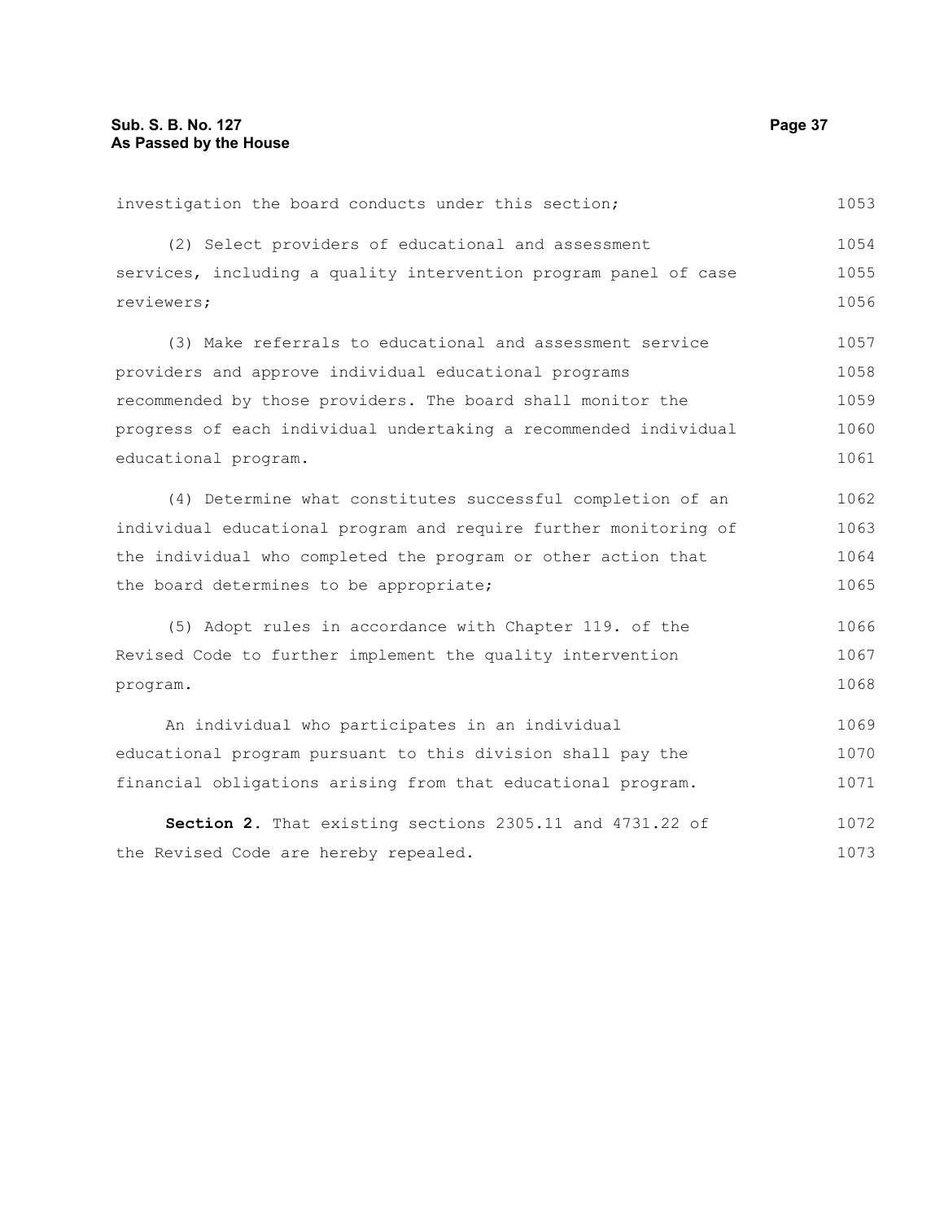investigation the board conducts under this section;

(2) Select providers of educational and assessment services, including a quality intervention program panel of case reviewers;

(3) Make referrals to educational and assessment service providers and approve individual educational programs recommended by those providers. The board shall monitor the progress of each individual undertaking a recommended individual educational program.

(4) Determine what constitutes successful completion of an individual educational program and require further monitoring of the individual who completed the program or other action that the board determines to be appropriate;

(5) Adopt rules in accordance with Chapter 119. of the Revised Code to further implement the quality intervention program.

An individual who participates in an individual educational program pursuant to this division shall pay the financial obligations arising from that educational program.

**Section 2.** That existing sections 2305.11 and 4731.22 of the Revised Code are hereby repealed.